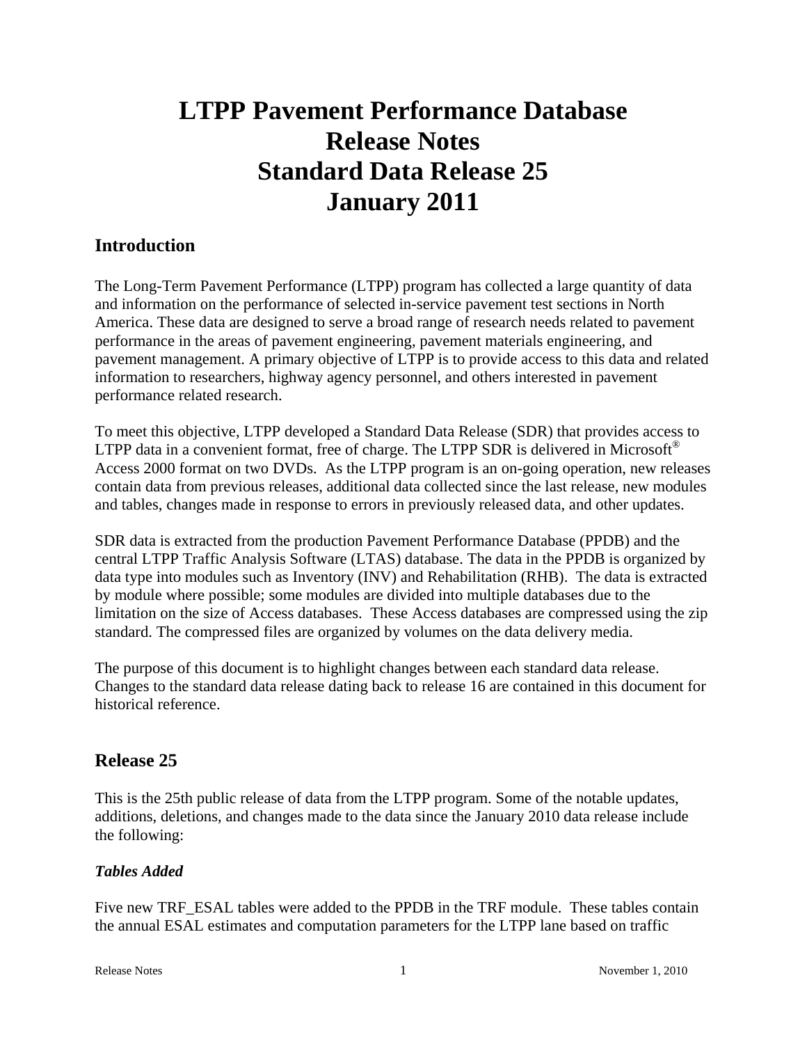# LTPP Pavement Performance Database Release Notes Standard Data Release 25 January 2011

## Introduction

The Long-Term Pavement Performance (LTPP) program has collected a large quantity of data and information on the performance of selected in-service pavement test sections in North America. These data are designed to serve a broad range of research needs related to pavement performance in the areas of pavement engineering, pavement materials engineering, and pavement management. A primary objective of LTPP is to provide access to this data and related information to researchers, highway agency personnel, and others interested in pavement performance related research.

To meet this objective, LTPP developed a Standard Data Release (SDR) that provides access to LTPP data in a convenient format, free of charge. The LTPP SDR is delivered in Microsoft® Access 2000 format on two DVDs. As the LTPP program is an on-going operation, new releases contain data from previous releases, additional data collected since the last release, new modules and tables, changes made in response to errors in previously released data, and other updates.

SDR data is extracted from the production Pavement Performance Database (PPDB) and the central LTPP Traffic Analysis Software (LTAS) database. The data in the PPDB is organized by data type into modules such as Inventory (INV) and Rehabilitation (RHB). The data is extracted by module where possible; some modules are divided into multiple databases due to the limitation on the size of Access databases. These Access databases are compressed using the zip standard. The compressed files are organized by volumes on the data delivery media.

The purpose of this document is to highlight changes between each standard data release. Changes to the standard data release dating back to release 16 are contained in this document for historical reference.

## Release 25

This is the 25th public release of data from the LTPP program. Some of the notable updates, additions, deletions, and changes made to the data since the January 2010 data release include the following:

### *Tables Added*

Five new TRF_ESAL tables were added to the PPDB in the TRF module. These tables contain the annual ESAL estimates and computation parameters for the LTPP lane based on traffic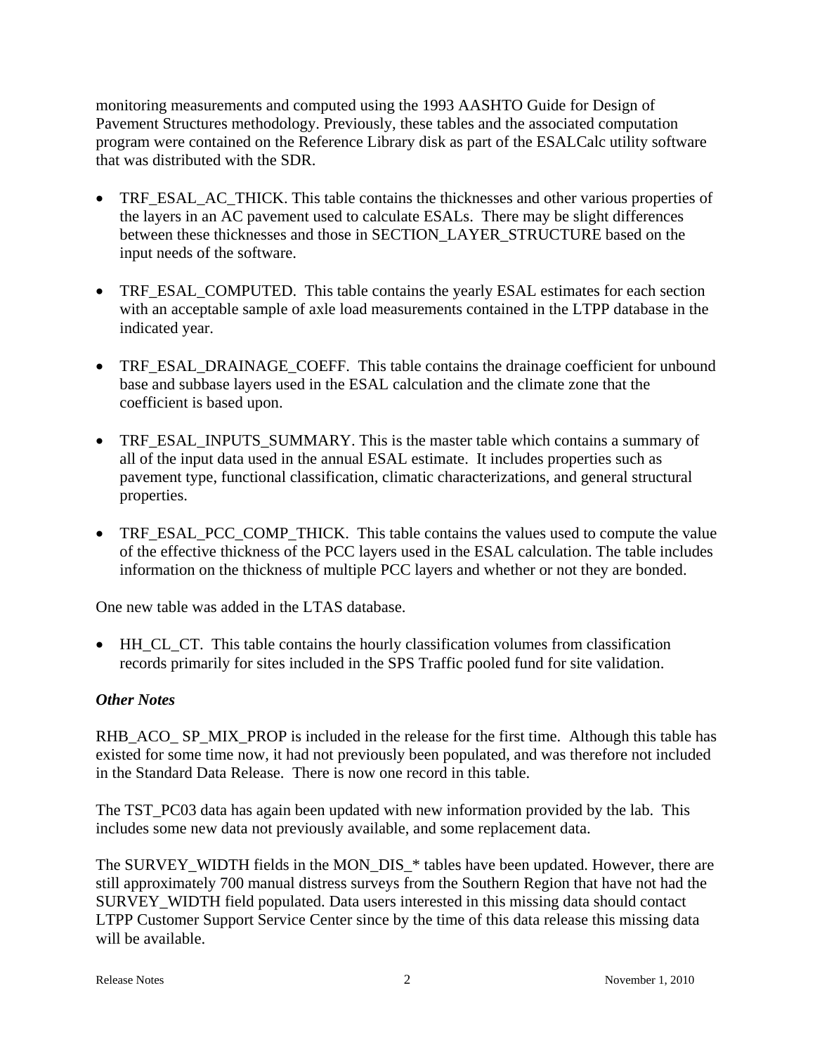monitoring measurements and computed using the 1993 AASHTO Guide for Design of Pavement Structures methodology. Previously, these tables and the associated computation program were contained on the Reference Library disk as part of the ESALCalc utility software that was distributed with the SDR.

- TRF_ESAL_AC_THICK. This table contains the thicknesses and other various properties of the layers in an AC pavement used to calculate ESALs. There may be slight differences between these thicknesses and those in SECTION_LAYER_STRUCTURE based on the input needs of the software.

- TRF_ESAL_COMPUTED. This table contains the yearly ESAL estimates for each section with an acceptable sample of axle load measurements contained in the LTPP database in the indicated year.

- TRF_ESAL_DRAINAGE_COEFF. This table contains the drainage coefficient for unbound base and subbase layers used in the ESAL calculation and the climate zone that the coefficient is based upon.

- TRF_ESAL_INPUTS_SUMMARY. This is the master table which contains a summary of all of the input data used in the annual ESAL estimate. It includes properties such as pavement type, functional classification, climatic characterizations, and general structural properties.

- TRF_ESAL_PCC_COMP_THICK. This table contains the values used to compute the value of the effective thickness of the PCC layers used in the ESAL calculation. The table includes information on the thickness of multiple PCC layers and whether or not they are bonded.

One new table was added in the LTAS database.

- HH_CL_CT. This table contains the hourly classification volumes from classification records primarily for sites included in the SPS Traffic pooled fund for site validation.

### *Other Notes*

RHB_ACO_ SP_MIX_PROP is included in the release for the first time. Although this table has existed for some time now, it had not previously been populated, and was therefore not included in the Standard Data Release. There is now one record in this table.

The TST_PC03 data has again been updated with new information provided by the lab. This includes some new data not previously available, and some replacement data.

The SURVEY_WIDTH fields in the MON_DIS_* tables have been updated. However, there are still approximately 700 manual distress surveys from the Southern Region that have not had the SURVEY_WIDTH field populated. Data users interested in this missing data should contact LTPP Customer Support Service Center since by the time of this data release this missing data will be available.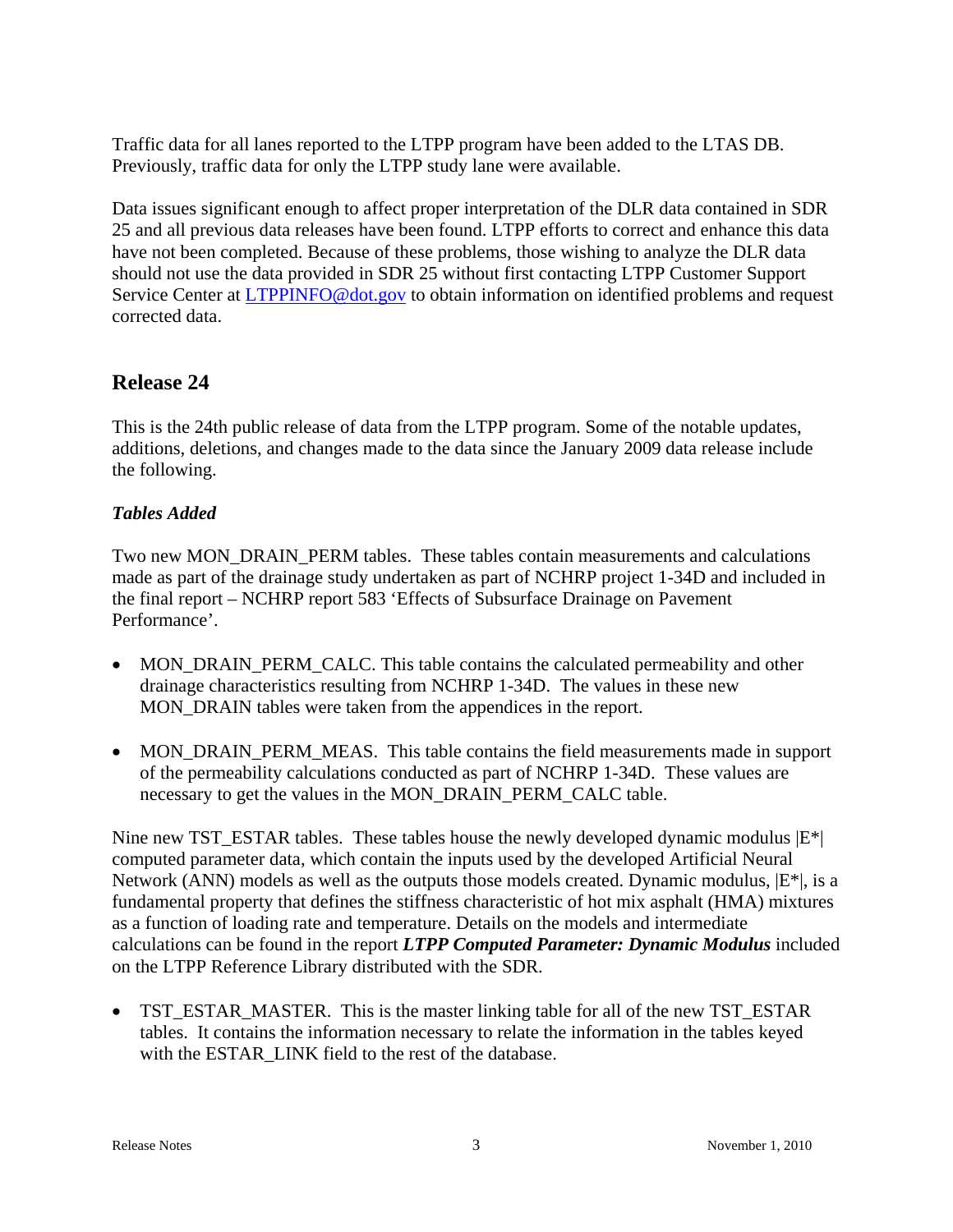Traffic data for all lanes reported to the LTPP program have been added to the LTAS DB. Previously, traffic data for only the LTPP study lane were available.

Data issues significant enough to affect proper interpretation of the DLR data contained in SDR 25 and all previous data releases have been found. LTPP efforts to correct and enhance this data have not been completed. Because of these problems, those wishing to analyze the DLR data should not use the data provided in SDR 25 without first contacting LTPP Customer Support Service Center at LTPPINFO@dot.gov to obtain information on identified problems and request corrected data.

## Release 24

This is the 24th public release of data from the LTPP program. Some of the notable updates, additions, deletions, and changes made to the data since the January 2009 data release include the following.

### *Tables Added*

Two new MON_DRAIN_PERM tables. These tables contain measurements and calculations made as part of the drainage study undertaken as part of NCHRP project 1-34D and included in the final report – NCHRP report 583 'Effects of Subsurface Drainage on Pavement Performance'.

- MON_DRAIN_PERM_CALC. This table contains the calculated permeability and other drainage characteristics resulting from NCHRP 1-34D. The values in these new MON_DRAIN tables were taken from the appendices in the report.
- MON_DRAIN_PERM_MEAS. This table contains the field measurements made in support of the permeability calculations conducted as part of NCHRP 1-34D. These values are necessary to get the values in the MON_DRAIN_PERM_CALC table.

Nine new TST_ESTAR tables. These tables house the newly developed dynamic modulus |E*| computed parameter data, which contain the inputs used by the developed Artificial Neural Network (ANN) models as well as the outputs those models created. Dynamic modulus, |E*|, is a fundamental property that defines the stiffness characteristic of hot mix asphalt (HMA) mixtures as a function of loading rate and temperature. Details on the models and intermediate calculations can be found in the report ***LTPP Computed Parameter: Dynamic Modulus*** included on the LTPP Reference Library distributed with the SDR.

- TST_ESTAR_MASTER. This is the master linking table for all of the new TST_ESTAR tables. It contains the information necessary to relate the information in the tables keyed with the ESTAR_LINK field to the rest of the database.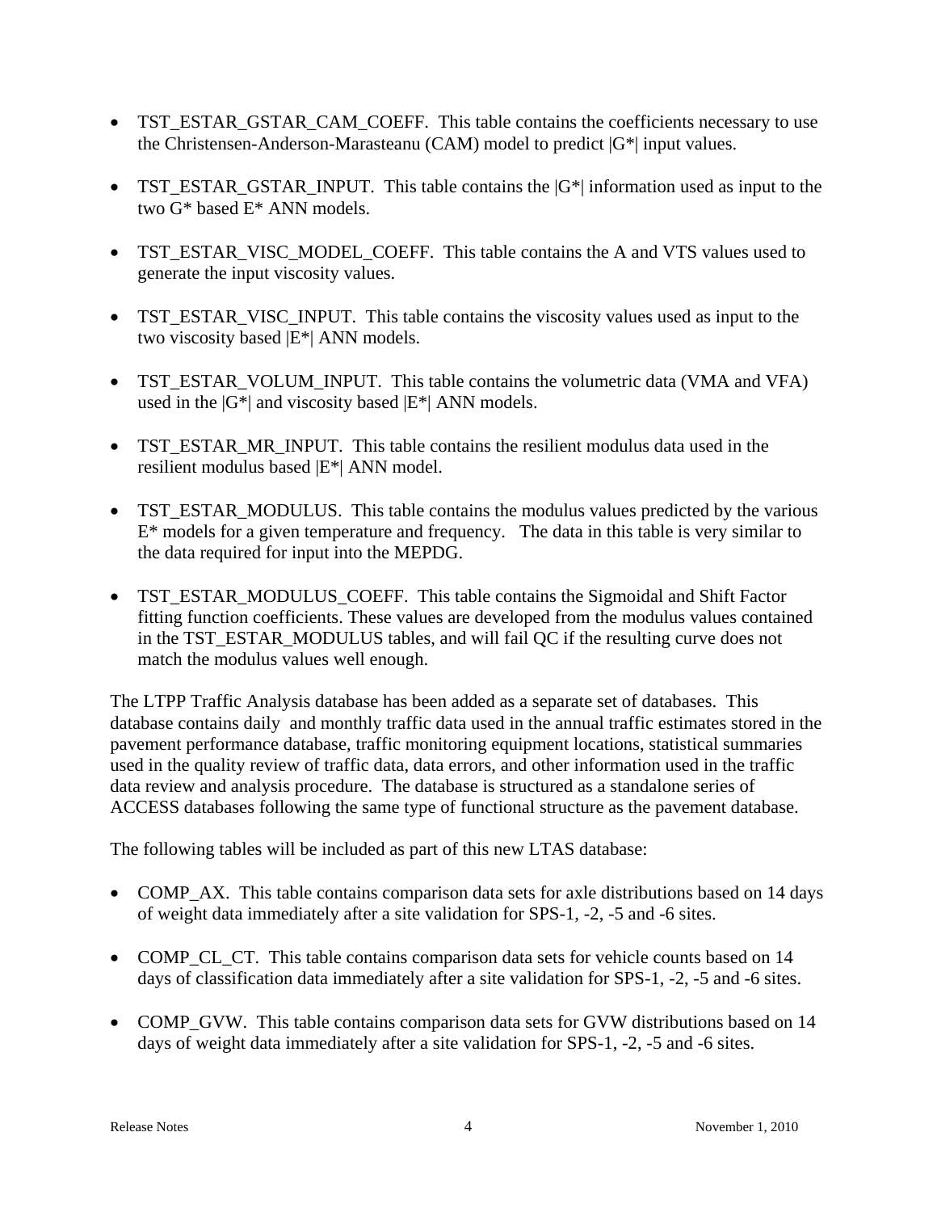- TST_ESTAR_GSTAR_CAM_COEFF. This table contains the coefficients necessary to use the Christensen-Anderson-Marasteanu (CAM) model to predict |G*| input values.

- TST_ESTAR_GSTAR_INPUT. This table contains the |G*| information used as input to the two G* based E* ANN models.

- TST_ESTAR_VISC_MODEL_COEFF. This table contains the A and VTS values used to generate the input viscosity values.

- TST_ESTAR_VISC_INPUT. This table contains the viscosity values used as input to the two viscosity based |E*| ANN models.

- TST_ESTAR_VOLUM_INPUT. This table contains the volumetric data (VMA and VFA) used in the |G*| and viscosity based |E*| ANN models.

- TST_ESTAR_MR_INPUT. This table contains the resilient modulus data used in the resilient modulus based |E*| ANN model.

- TST_ESTAR_MODULUS. This table contains the modulus values predicted by the various E* models for a given temperature and frequency. The data in this table is very similar to the data required for input into the MEPDG.

- TST_ESTAR_MODULUS_COEFF. This table contains the Sigmoidal and Shift Factor fitting function coefficients. These values are developed from the modulus values contained in the TST_ESTAR_MODULUS tables, and will fail QC if the resulting curve does not match the modulus values well enough.

The LTPP Traffic Analysis database has been added as a separate set of databases. This database contains daily and monthly traffic data used in the annual traffic estimates stored in the pavement performance database, traffic monitoring equipment locations, statistical summaries used in the quality review of traffic data, data errors, and other information used in the traffic data review and analysis procedure. The database is structured as a standalone series of ACCESS databases following the same type of functional structure as the pavement database.

The following tables will be included as part of this new LTAS database:

- COMP_AX. This table contains comparison data sets for axle distributions based on 14 days of weight data immediately after a site validation for SPS-1, -2, -5 and -6 sites.

- COMP_CL_CT. This table contains comparison data sets for vehicle counts based on 14 days of classification data immediately after a site validation for SPS-1, -2, -5 and -6 sites.

- COMP_GVW. This table contains comparison data sets for GVW distributions based on 14 days of weight data immediately after a site validation for SPS-1, -2, -5 and -6 sites.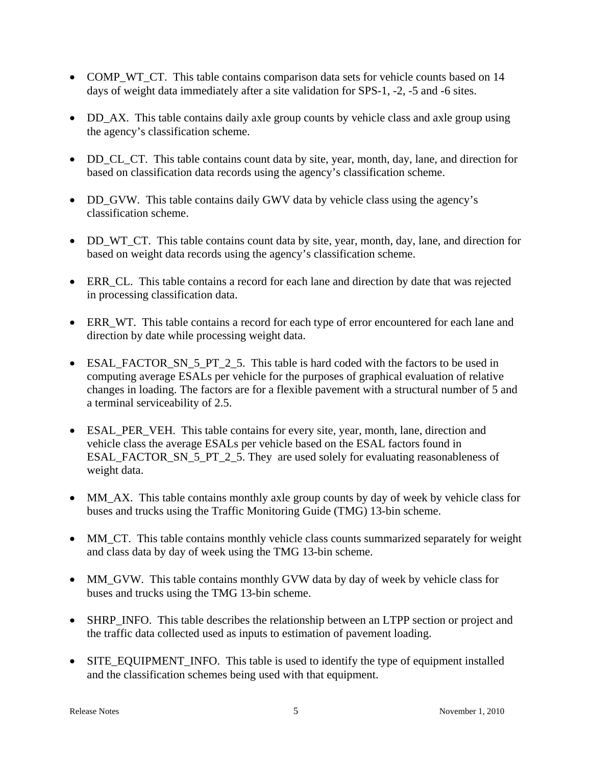- COMP_WT_CT. This table contains comparison data sets for vehicle counts based on 14 days of weight data immediately after a site validation for SPS-1, -2, -5 and -6 sites.

- DD_AX. This table contains daily axle group counts by vehicle class and axle group using the agency's classification scheme.

- DD_CL_CT. This table contains count data by site, year, month, day, lane, and direction for based on classification data records using the agency's classification scheme.

- DD_GVW. This table contains daily GWV data by vehicle class using the agency's classification scheme.

- DD_WT_CT. This table contains count data by site, year, month, day, lane, and direction for based on weight data records using the agency's classification scheme.

- ERR_CL. This table contains a record for each lane and direction by date that was rejected in processing classification data.

- ERR_WT. This table contains a record for each type of error encountered for each lane and direction by date while processing weight data.

- ESAL_FACTOR_SN_5_PT_2_5. This table is hard coded with the factors to be used in computing average ESALs per vehicle for the purposes of graphical evaluation of relative changes in loading. The factors are for a flexible pavement with a structural number of 5 and a terminal serviceability of 2.5.

- ESAL_PER_VEH. This table contains for every site, year, month, lane, direction and vehicle class the average ESALs per vehicle based on the ESAL factors found in ESAL_FACTOR_SN_5_PT_2_5. They are used solely for evaluating reasonableness of weight data.

- MM_AX. This table contains monthly axle group counts by day of week by vehicle class for buses and trucks using the Traffic Monitoring Guide (TMG) 13-bin scheme.

- MM_CT. This table contains monthly vehicle class counts summarized separately for weight and class data by day of week using the TMG 13-bin scheme.

- MM_GVW. This table contains monthly GVW data by day of week by vehicle class for buses and trucks using the TMG 13-bin scheme.

- SHRP_INFO. This table describes the relationship between an LTPP section or project and the traffic data collected used as inputs to estimation of pavement loading.

- SITE_EQUIPMENT_INFO. This table is used to identify the type of equipment installed and the classification schemes being used with that equipment.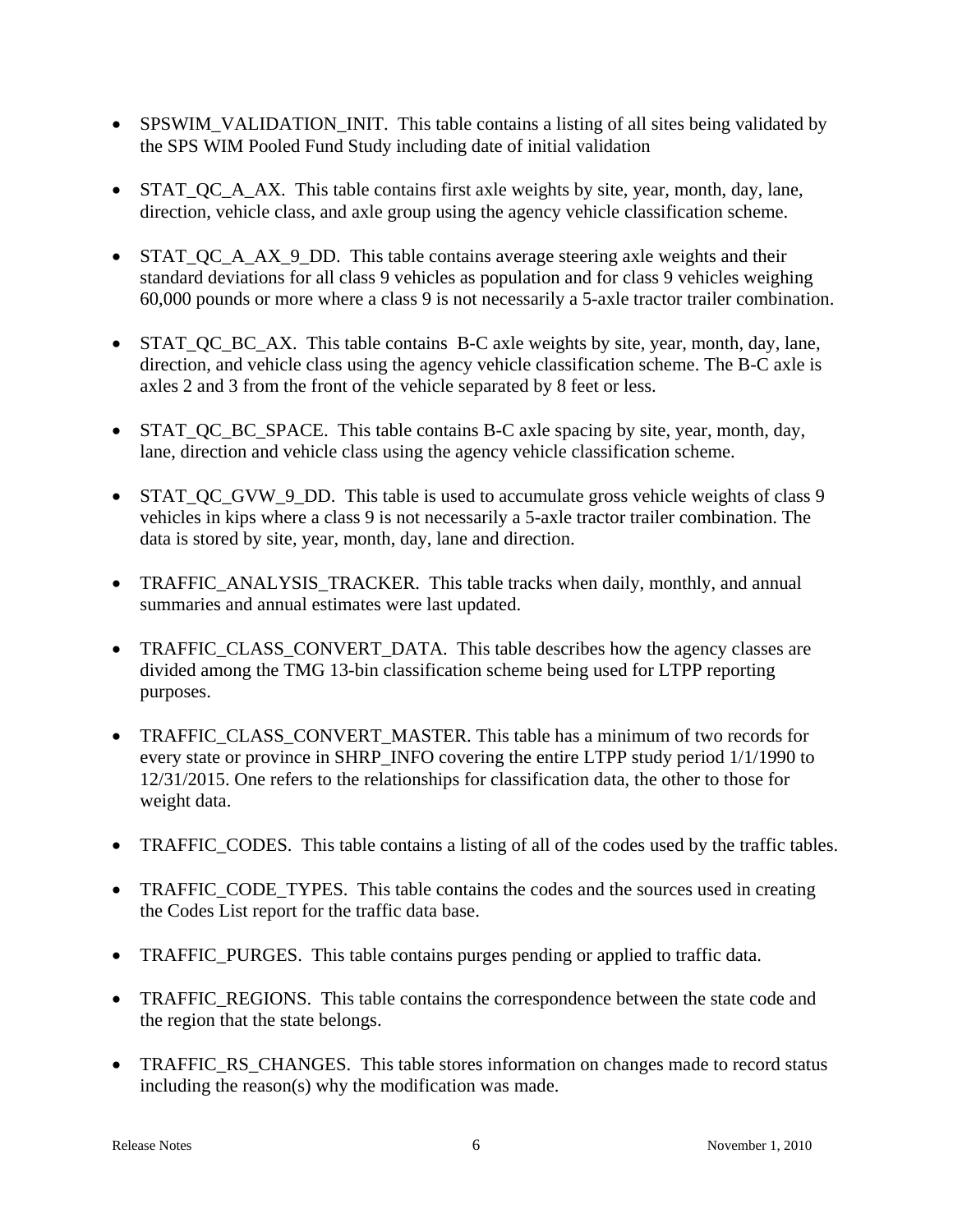- SPSWIM_VALIDATION_INIT.  This table contains a listing of all sites being validated by the SPS WIM Pooled Fund Study including date of initial validation

- STAT_QC_A_AX.  This table contains first axle weights by site, year, month, day, lane, direction, vehicle class, and axle group using the agency vehicle classification scheme.

- STAT_QC_A_AX_9_DD.  This table contains average steering axle weights and their standard deviations for all class 9 vehicles as population and for class 9 vehicles weighing 60,000 pounds or more where a class 9 is not necessarily a 5-axle tractor trailer combination.

- STAT_QC_BC_AX.  This table contains  B-C axle weights by site, year, month, day, lane, direction, and vehicle class using the agency vehicle classification scheme. The B-C axle is axles 2 and 3 from the front of the vehicle separated by 8 feet or less.

- STAT_QC_BC_SPACE.  This table contains B-C axle spacing by site, year, month, day, lane, direction and vehicle class using the agency vehicle classification scheme.

- STAT_QC_GVW_9_DD.  This table is used to accumulate gross vehicle weights of class 9 vehicles in kips where a class 9 is not necessarily a 5-axle tractor trailer combination. The data is stored by site, year, month, day, lane and direction.

- TRAFFIC_ANALYSIS_TRACKER.  This table tracks when daily, monthly, and annual summaries and annual estimates were last updated.

- TRAFFIC_CLASS_CONVERT_DATA.  This table describes how the agency classes are divided among the TMG 13-bin classification scheme being used for LTPP reporting purposes.

- TRAFFIC_CLASS_CONVERT_MASTER. This table has a minimum of two records for every state or province in SHRP_INFO covering the entire LTPP study period 1/1/1990 to 12/31/2015. One refers to the relationships for classification data, the other to those for weight data.

- TRAFFIC_CODES.  This table contains a listing of all of the codes used by the traffic tables.

- TRAFFIC_CODE_TYPES.  This table contains the codes and the sources used in creating the Codes List report for the traffic data base.

- TRAFFIC_PURGES.  This table contains purges pending or applied to traffic data.

- TRAFFIC_REGIONS.  This table contains the correspondence between the state code and the region that the state belongs.

- TRAFFIC_RS_CHANGES.  This table stores information on changes made to record status including the reason(s) why the modification was made.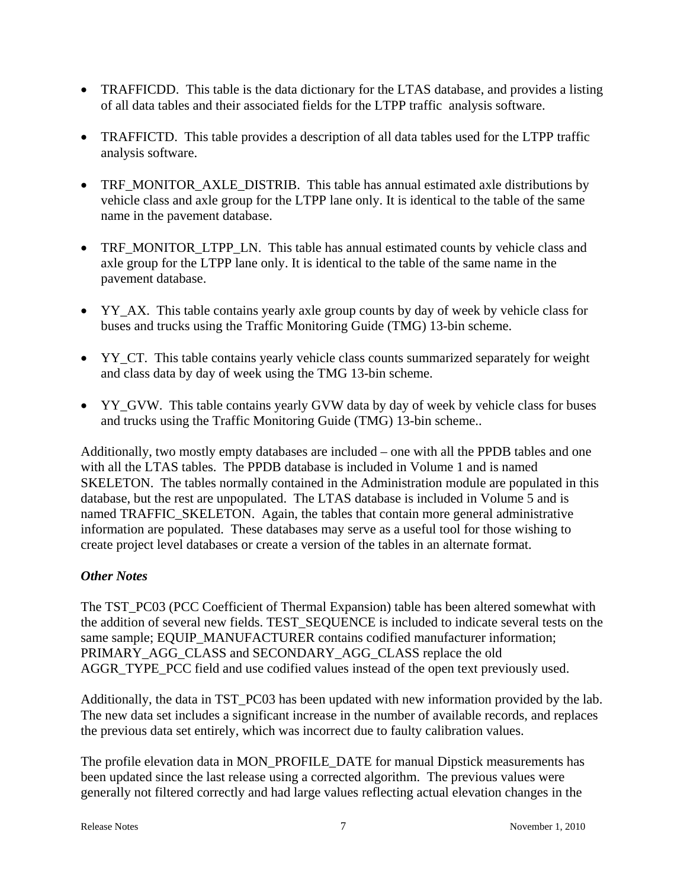- TRAFFICDD. This table is the data dictionary for the LTAS database, and provides a listing of all data tables and their associated fields for the LTPP traffic analysis software.
- TRAFFICTD. This table provides a description of all data tables used for the LTPP traffic analysis software.
- TRF_MONITOR_AXLE_DISTRIB. This table has annual estimated axle distributions by vehicle class and axle group for the LTPP lane only. It is identical to the table of the same name in the pavement database.
- TRF_MONITOR_LTPP_LN. This table has annual estimated counts by vehicle class and axle group for the LTPP lane only. It is identical to the table of the same name in the pavement database.
- YY_AX. This table contains yearly axle group counts by day of week by vehicle class for buses and trucks using the Traffic Monitoring Guide (TMG) 13-bin scheme.
- YY_CT. This table contains yearly vehicle class counts summarized separately for weight and class data by day of week using the TMG 13-bin scheme.
- YY_GVW. This table contains yearly GVW data by day of week by vehicle class for buses and trucks using the Traffic Monitoring Guide (TMG) 13-bin scheme..

Additionally, two mostly empty databases are included – one with all the PPDB tables and one with all the LTAS tables. The PPDB database is included in Volume 1 and is named SKELETON. The tables normally contained in the Administration module are populated in this database, but the rest are unpopulated. The LTAS database is included in Volume 5 and is named TRAFFIC_SKELETON. Again, the tables that contain more general administrative information are populated. These databases may serve as a useful tool for those wishing to create project level databases or create a version of the tables in an alternate format.

### *Other Notes*

The TST_PC03 (PCC Coefficient of Thermal Expansion) table has been altered somewhat with the addition of several new fields. TEST_SEQUENCE is included to indicate several tests on the same sample; EQUIP_MANUFACTURER contains codified manufacturer information; PRIMARY_AGG_CLASS and SECONDARY_AGG_CLASS replace the old AGGR_TYPE_PCC field and use codified values instead of the open text previously used.

Additionally, the data in TST_PC03 has been updated with new information provided by the lab. The new data set includes a significant increase in the number of available records, and replaces the previous data set entirely, which was incorrect due to faulty calibration values.

The profile elevation data in MON_PROFILE_DATE for manual Dipstick measurements has been updated since the last release using a corrected algorithm. The previous values were generally not filtered correctly and had large values reflecting actual elevation changes in the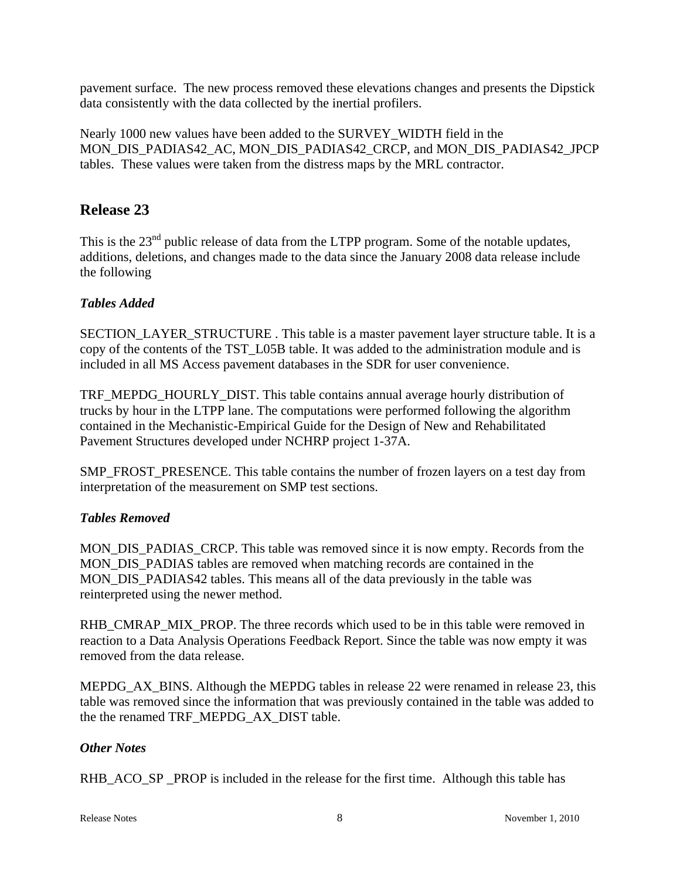pavement surface. The new process removed these elevations changes and presents the Dipstick data consistently with the data collected by the inertial profilers.

Nearly 1000 new values have been added to the SURVEY_WIDTH field in the MON_DIS_PADIAS42_AC, MON_DIS_PADIAS42_CRCP, and MON_DIS_PADIAS42_JPCP tables. These values were taken from the distress maps by the MRL contractor.

## Release 23

This is the 23[nd] public release of data from the LTPP program. Some of the notable updates, additions, deletions, and changes made to the data since the January 2008 data release include the following

### *Tables Added*

SECTION_LAYER_STRUCTURE . This table is a master pavement layer structure table. It is a copy of the contents of the TST_L05B table. It was added to the administration module and is included in all MS Access pavement databases in the SDR for user convenience.

TRF_MEPDG_HOURLY_DIST. This table contains annual average hourly distribution of trucks by hour in the LTPP lane. The computations were performed following the algorithm contained in the Mechanistic-Empirical Guide for the Design of New and Rehabilitated Pavement Structures developed under NCHRP project 1-37A.

SMP_FROST_PRESENCE. This table contains the number of frozen layers on a test day from interpretation of the measurement on SMP test sections.

### *Tables Removed*

MON_DIS_PADIAS_CRCP. This table was removed since it is now empty. Records from the MON_DIS_PADIAS tables are removed when matching records are contained in the MON_DIS_PADIAS42 tables. This means all of the data previously in the table was reinterpreted using the newer method.

RHB_CMRAP_MIX_PROP. The three records which used to be in this table were removed in reaction to a Data Analysis Operations Feedback Report. Since the table was now empty it was removed from the data release.

MEPDG_AX_BINS. Although the MEPDG tables in release 22 were renamed in release 23, this table was removed since the information that was previously contained in the table was added to the the renamed TRF_MEPDG_AX_DIST table.

### *Other Notes*

RHB_ACO_SP _PROP is included in the release for the first time. Although this table has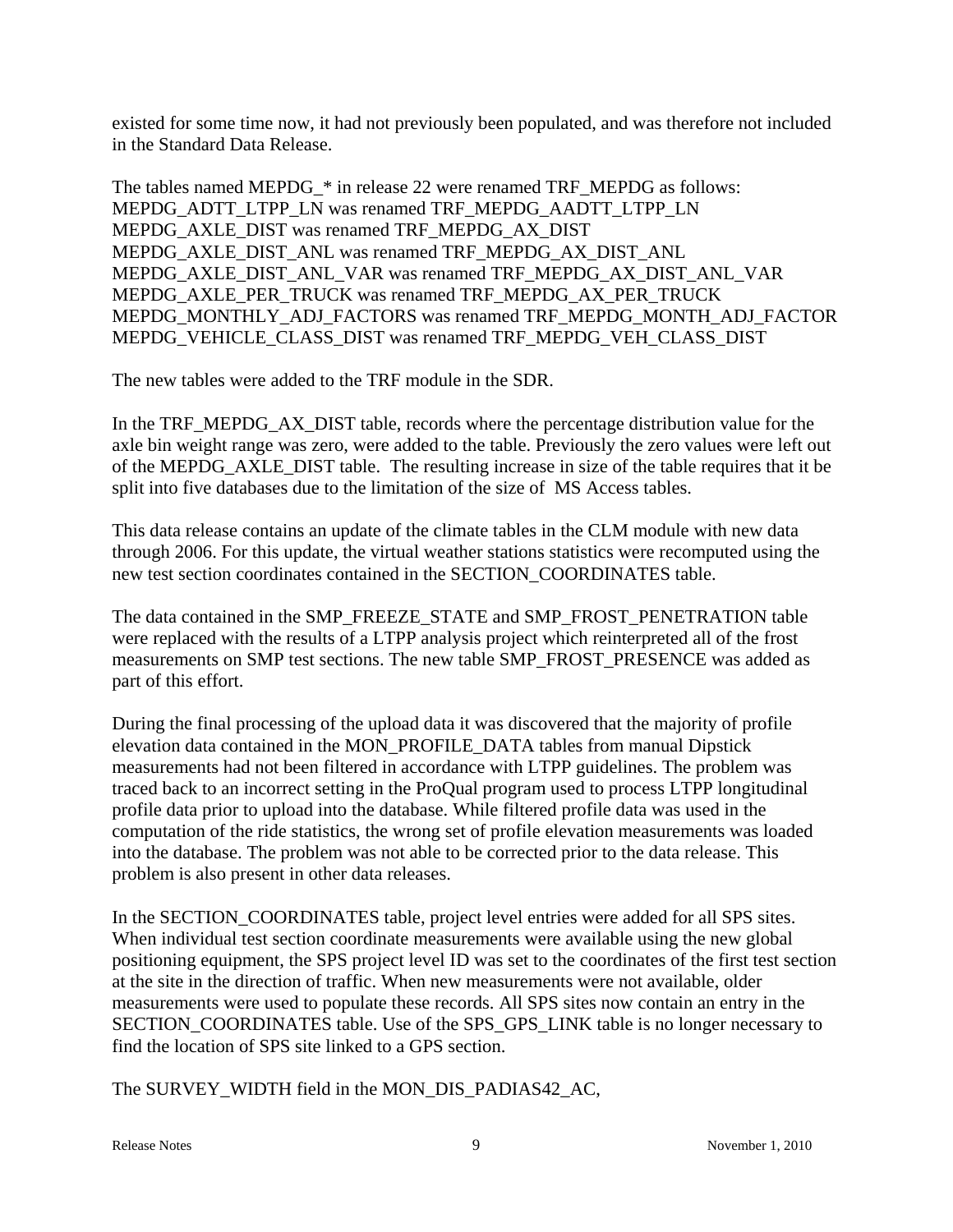existed for some time now, it had not previously been populated, and was therefore not included in the Standard Data Release.

The tables named MEPDG_* in release 22 were renamed TRF_MEPDG as follows:
MEPDG_ADTT_LTPP_LN was renamed TRF_MEPDG_AADTT_LTPP_LN
MEPDG_AXLE_DIST was renamed TRF_MEPDG_AX_DIST
MEPDG_AXLE_DIST_ANL was renamed TRF_MEPDG_AX_DIST_ANL
MEPDG_AXLE_DIST_ANL_VAR was renamed TRF_MEPDG_AX_DIST_ANL_VAR
MEPDG_AXLE_PER_TRUCK was renamed TRF_MEPDG_AX_PER_TRUCK
MEPDG_MONTHLY_ADJ_FACTORS was renamed TRF_MEPDG_MONTH_ADJ_FACTOR
MEPDG_VEHICLE_CLASS_DIST was renamed TRF_MEPDG_VEH_CLASS_DIST

The new tables were added to the TRF module in the SDR.

In the TRF_MEPDG_AX_DIST table, records where the percentage distribution value for the axle bin weight range was zero, were added to the table. Previously the zero values were left out of the MEPDG_AXLE_DIST table. The resulting increase in size of the table requires that it be split into five databases due to the limitation of the size of MS Access tables.

This data release contains an update of the climate tables in the CLM module with new data through 2006. For this update, the virtual weather stations statistics were recomputed using the new test section coordinates contained in the SECTION_COORDINATES table.

The data contained in the SMP_FREEZE_STATE and SMP_FROST_PENETRATION table were replaced with the results of a LTPP analysis project which reinterpreted all of the frost measurements on SMP test sections. The new table SMP_FROST_PRESENCE was added as part of this effort.

During the final processing of the upload data it was discovered that the majority of profile elevation data contained in the MON_PROFILE_DATA tables from manual Dipstick measurements had not been filtered in accordance with LTPP guidelines. The problem was traced back to an incorrect setting in the ProQual program used to process LTPP longitudinal profile data prior to upload into the database. While filtered profile data was used in the computation of the ride statistics, the wrong set of profile elevation measurements was loaded into the database. The problem was not able to be corrected prior to the data release. This problem is also present in other data releases.

In the SECTION_COORDINATES table, project level entries were added for all SPS sites. When individual test section coordinate measurements were available using the new global positioning equipment, the SPS project level ID was set to the coordinates of the first test section at the site in the direction of traffic. When new measurements were not available, older measurements were used to populate these records. All SPS sites now contain an entry in the SECTION_COORDINATES table. Use of the SPS_GPS_LINK table is no longer necessary to find the location of SPS site linked to a GPS section.

The SURVEY_WIDTH field in the MON_DIS_PADIAS42_AC,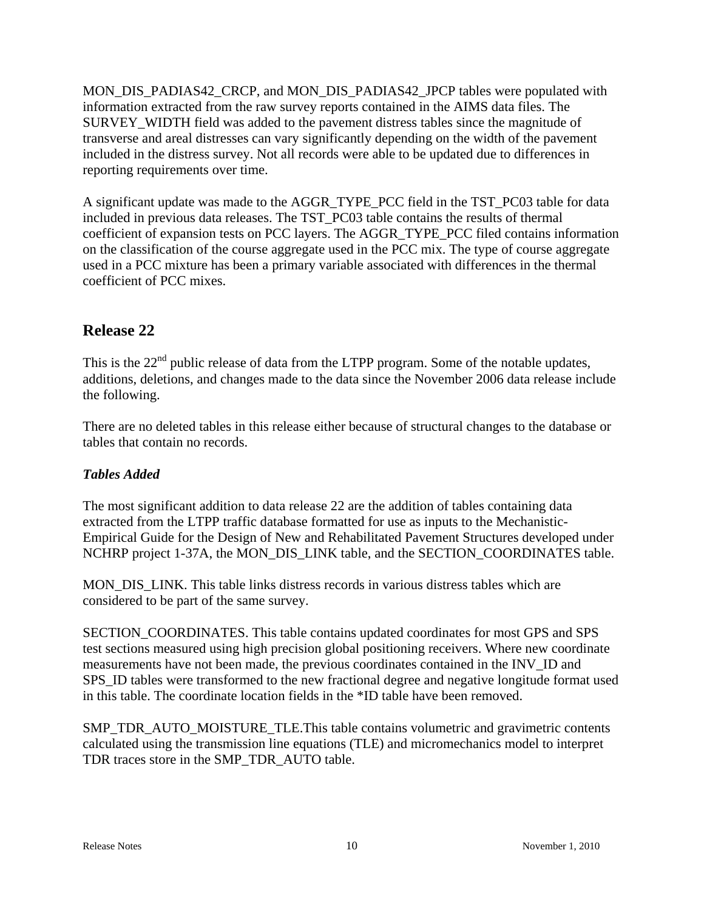MON_DIS_PADIAS42_CRCP, and MON_DIS_PADIAS42_JPCP tables were populated with information extracted from the raw survey reports contained in the AIMS data files. The SURVEY_WIDTH field was added to the pavement distress tables since the magnitude of transverse and areal distresses can vary significantly depending on the width of the pavement included in the distress survey. Not all records were able to be updated due to differences in reporting requirements over time.

A significant update was made to the AGGR_TYPE_PCC field in the TST_PC03 table for data included in previous data releases. The TST_PC03 table contains the results of thermal coefficient of expansion tests on PCC layers. The AGGR_TYPE_PCC filed contains information on the classification of the course aggregate used in the PCC mix. The type of course aggregate used in a PCC mixture has been a primary variable associated with differences in the thermal coefficient of PCC mixes.

## Release 22

This is the 22nd public release of data from the LTPP program. Some of the notable updates, additions, deletions, and changes made to the data since the November 2006 data release include the following.

There are no deleted tables in this release either because of structural changes to the database or tables that contain no records.

### *Tables Added*

The most significant addition to data release 22 are the addition of tables containing data extracted from the LTPP traffic database formatted for use as inputs to the Mechanistic-Empirical Guide for the Design of New and Rehabilitated Pavement Structures developed under NCHRP project 1-37A, the MON_DIS_LINK table, and the SECTION_COORDINATES table.

MON_DIS_LINK. This table links distress records in various distress tables which are considered to be part of the same survey.

SECTION_COORDINATES. This table contains updated coordinates for most GPS and SPS test sections measured using high precision global positioning receivers. Where new coordinate measurements have not been made, the previous coordinates contained in the INV_ID and SPS_ID tables were transformed to the new fractional degree and negative longitude format used in this table. The coordinate location fields in the *ID table have been removed.

SMP_TDR_AUTO_MOISTURE_TLE.This table contains volumetric and gravimetric contents calculated using the transmission line equations (TLE) and micromechanics model to interpret TDR traces store in the SMP_TDR_AUTO table.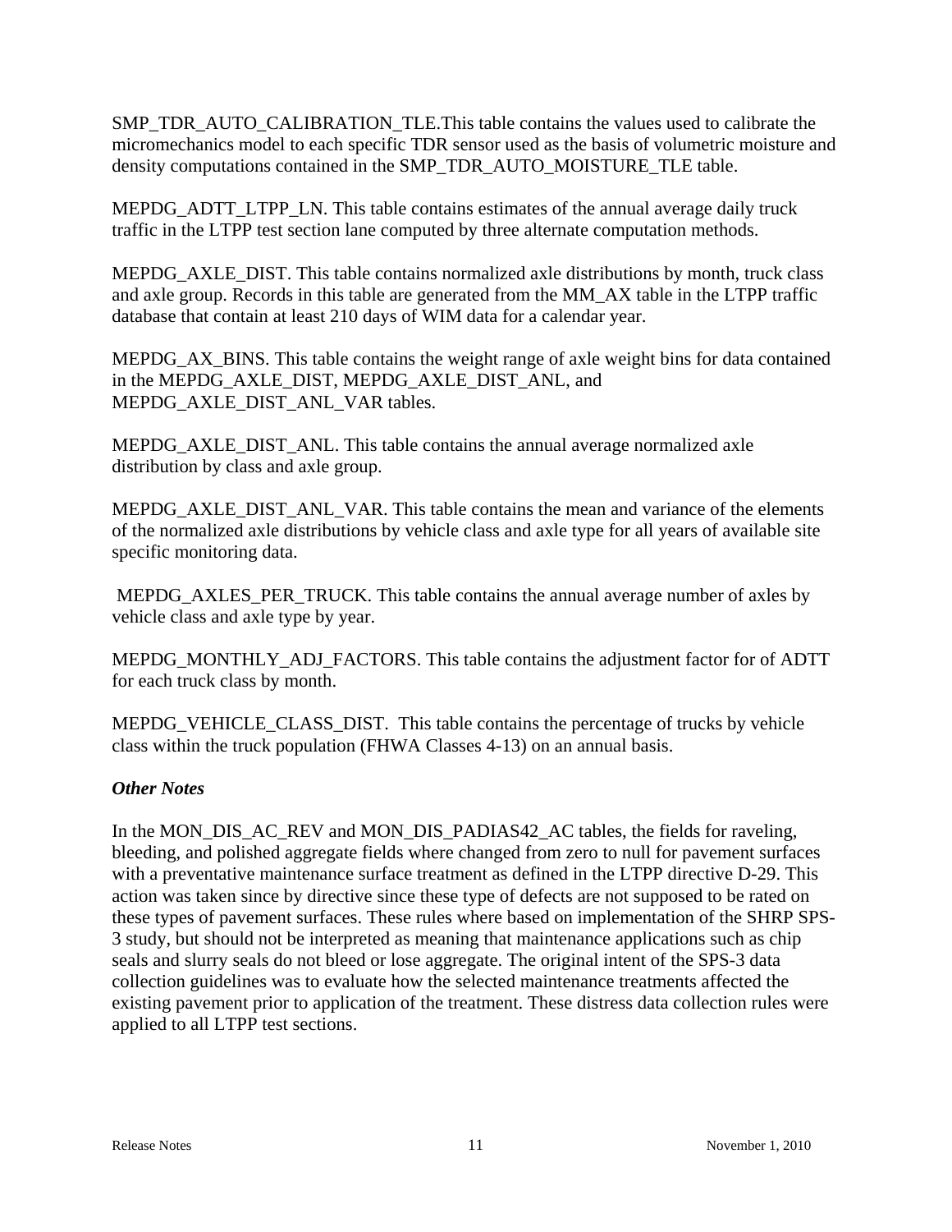SMP_TDR_AUTO_CALIBRATION_TLE.This table contains the values used to calibrate the micromechanics model to each specific TDR sensor used as the basis of volumetric moisture and density computations contained in the SMP_TDR_AUTO_MOISTURE_TLE table.

MEPDG_ADTT_LTPP_LN. This table contains estimates of the annual average daily truck traffic in the LTPP test section lane computed by three alternate computation methods.

MEPDG_AXLE_DIST. This table contains normalized axle distributions by month, truck class and axle group. Records in this table are generated from the MM_AX table in the LTPP traffic database that contain at least 210 days of WIM data for a calendar year.

MEPDG_AX_BINS. This table contains the weight range of axle weight bins for data contained in the MEPDG_AXLE_DIST, MEPDG_AXLE_DIST_ANL, and MEPDG_AXLE_DIST_ANL_VAR tables.

MEPDG_AXLE_DIST_ANL. This table contains the annual average normalized axle distribution by class and axle group.

MEPDG_AXLE_DIST_ANL_VAR. This table contains the mean and variance of the elements of the normalized axle distributions by vehicle class and axle type for all years of available site specific monitoring data.

MEPDG_AXLES_PER_TRUCK. This table contains the annual average number of axles by vehicle class and axle type by year.

MEPDG_MONTHLY_ADJ_FACTORS. This table contains the adjustment factor for of ADTT for each truck class by month.

MEPDG_VEHICLE_CLASS_DIST. This table contains the percentage of trucks by vehicle class within the truck population (FHWA Classes 4-13) on an annual basis.

### *Other Notes*

In the MON_DIS_AC_REV and MON_DIS_PADIAS42_AC tables, the fields for raveling, bleeding, and polished aggregate fields where changed from zero to null for pavement surfaces with a preventative maintenance surface treatment as defined in the LTPP directive D-29. This action was taken since by directive since these type of defects are not supposed to be rated on these types of pavement surfaces. These rules where based on implementation of the SHRP SPS-3 study, but should not be interpreted as meaning that maintenance applications such as chip seals and slurry seals do not bleed or lose aggregate. The original intent of the SPS-3 data collection guidelines was to evaluate how the selected maintenance treatments affected the existing pavement prior to application of the treatment. These distress data collection rules were applied to all LTPP test sections.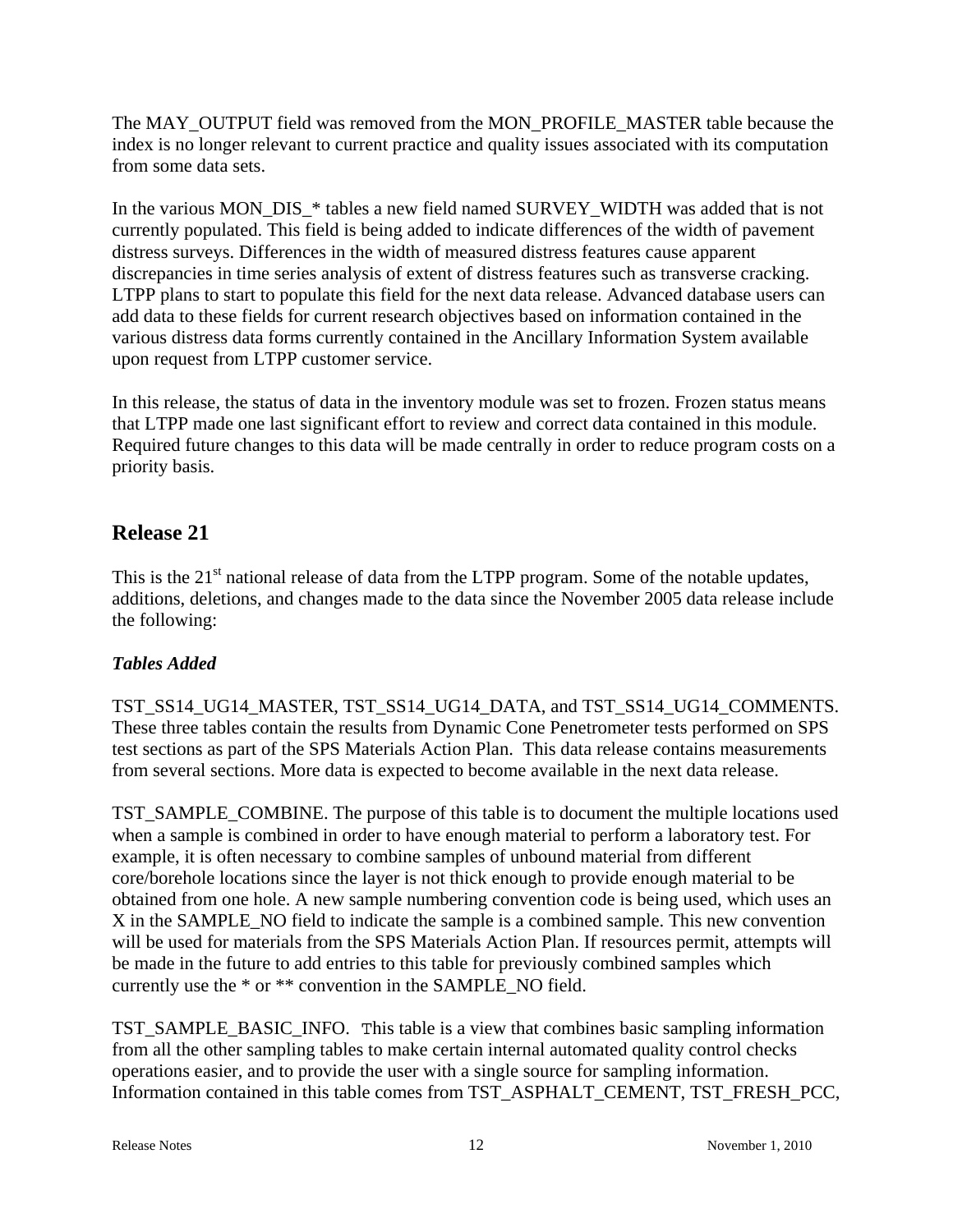The MAY_OUTPUT field was removed from the MON_PROFILE_MASTER table because the index is no longer relevant to current practice and quality issues associated with its computation from some data sets.

In the various MON_DIS_* tables a new field named SURVEY_WIDTH was added that is not currently populated. This field is being added to indicate differences of the width of pavement distress surveys. Differences in the width of measured distress features cause apparent discrepancies in time series analysis of extent of distress features such as transverse cracking. LTPP plans to start to populate this field for the next data release. Advanced database users can add data to these fields for current research objectives based on information contained in the various distress data forms currently contained in the Ancillary Information System available upon request from LTPP customer service.

In this release, the status of data in the inventory module was set to frozen. Frozen status means that LTPP made one last significant effort to review and correct data contained in this module. Required future changes to this data will be made centrally in order to reduce program costs on a priority basis.

## Release 21

This is the 21st national release of data from the LTPP program. Some of the notable updates, additions, deletions, and changes made to the data since the November 2005 data release include the following:

### *Tables Added*

TST_SS14_UG14_MASTER, TST_SS14_UG14_DATA, and TST_SS14_UG14_COMMENTS. These three tables contain the results from Dynamic Cone Penetrometer tests performed on SPS test sections as part of the SPS Materials Action Plan. This data release contains measurements from several sections. More data is expected to become available in the next data release.

TST_SAMPLE_COMBINE. The purpose of this table is to document the multiple locations used when a sample is combined in order to have enough material to perform a laboratory test. For example, it is often necessary to combine samples of unbound material from different core/borehole locations since the layer is not thick enough to provide enough material to be obtained from one hole. A new sample numbering convention code is being used, which uses an X in the SAMPLE_NO field to indicate the sample is a combined sample. This new convention will be used for materials from the SPS Materials Action Plan. If resources permit, attempts will be made in the future to add entries to this table for previously combined samples which currently use the * or ** convention in the SAMPLE_NO field.

TST_SAMPLE_BASIC_INFO. This table is a view that combines basic sampling information from all the other sampling tables to make certain internal automated quality control checks operations easier, and to provide the user with a single source for sampling information. Information contained in this table comes from TST_ASPHALT_CEMENT, TST_FRESH_PCC,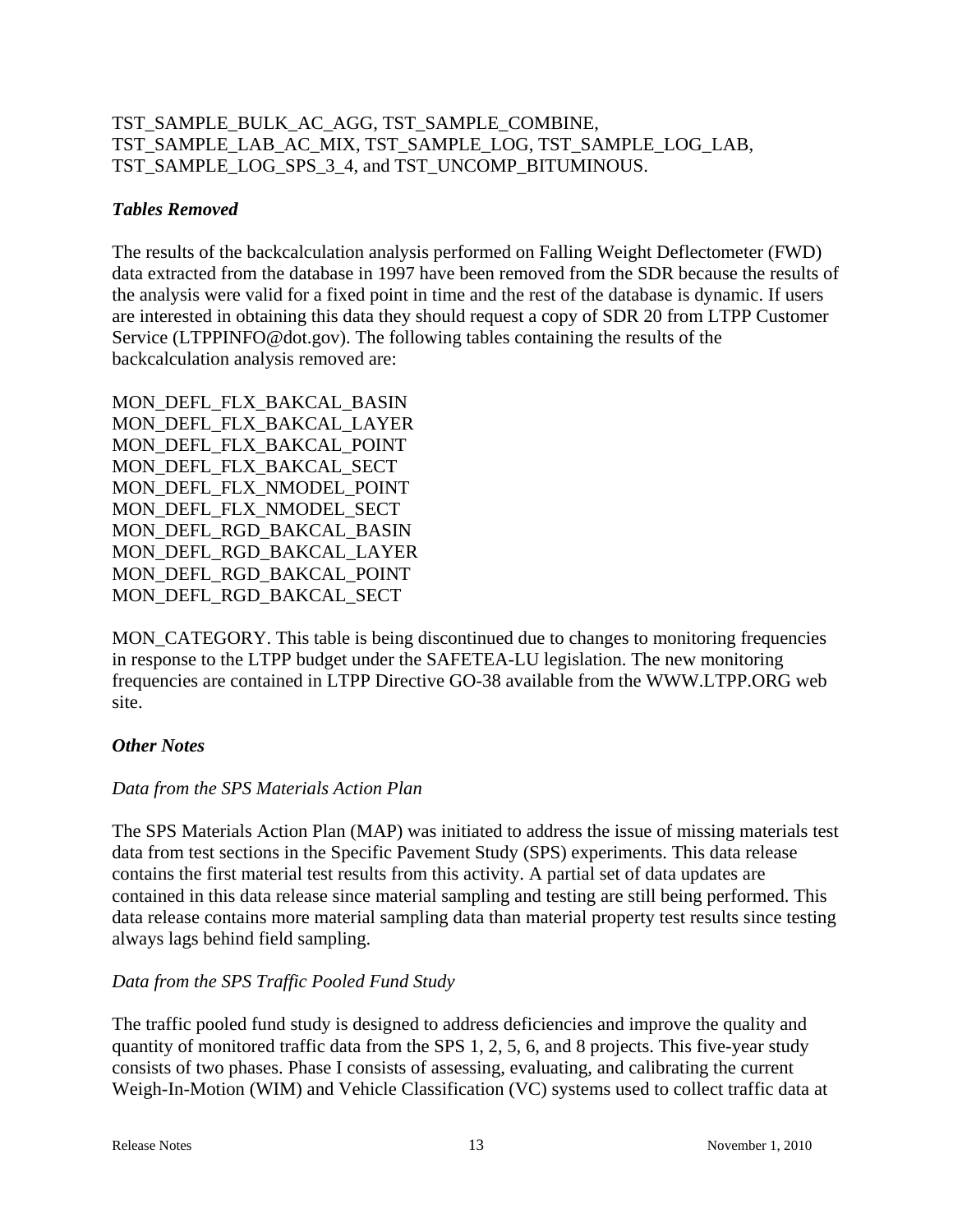TST_SAMPLE_BULK_AC_AGG, TST_SAMPLE_COMBINE, TST_SAMPLE_LAB_AC_MIX, TST_SAMPLE_LOG, TST_SAMPLE_LOG_LAB, TST_SAMPLE_LOG_SPS_3_4, and TST_UNCOMP_BITUMINOUS.

### *Tables Removed*

The results of the backcalculation analysis performed on Falling Weight Deflectometer (FWD) data extracted from the database in 1997 have been removed from the SDR because the results of the analysis were valid for a fixed point in time and the rest of the database is dynamic. If users are interested in obtaining this data they should request a copy of SDR 20 from LTPP Customer Service (LTPPINFO@dot.gov). The following tables containing the results of the backcalculation analysis removed are:

MON_DEFL_FLX_BAKCAL_BASIN
MON_DEFL_FLX_BAKCAL_LAYER
MON_DEFL_FLX_BAKCAL_POINT
MON_DEFL_FLX_BAKCAL_SECT
MON_DEFL_FLX_NMODEL_POINT
MON_DEFL_FLX_NMODEL_SECT
MON_DEFL_RGD_BAKCAL_BASIN
MON_DEFL_RGD_BAKCAL_LAYER
MON_DEFL_RGD_BAKCAL_POINT
MON_DEFL_RGD_BAKCAL_SECT

MON_CATEGORY. This table is being discontinued due to changes to monitoring frequencies in response to the LTPP budget under the SAFETEA-LU legislation. The new monitoring frequencies are contained in LTPP Directive GO-38 available from the WWW.LTPP.ORG web site.

### *Other Notes*

*Data from the SPS Materials Action Plan*

The SPS Materials Action Plan (MAP) was initiated to address the issue of missing materials test data from test sections in the Specific Pavement Study (SPS) experiments. This data release contains the first material test results from this activity. A partial set of data updates are contained in this data release since material sampling and testing are still being performed. This data release contains more material sampling data than material property test results since testing always lags behind field sampling.

*Data from the SPS Traffic Pooled Fund Study*

The traffic pooled fund study is designed to address deficiencies and improve the quality and quantity of monitored traffic data from the SPS 1, 2, 5, 6, and 8 projects. This five-year study consists of two phases. Phase I consists of assessing, evaluating, and calibrating the current Weigh-In-Motion (WIM) and Vehicle Classification (VC) systems used to collect traffic data at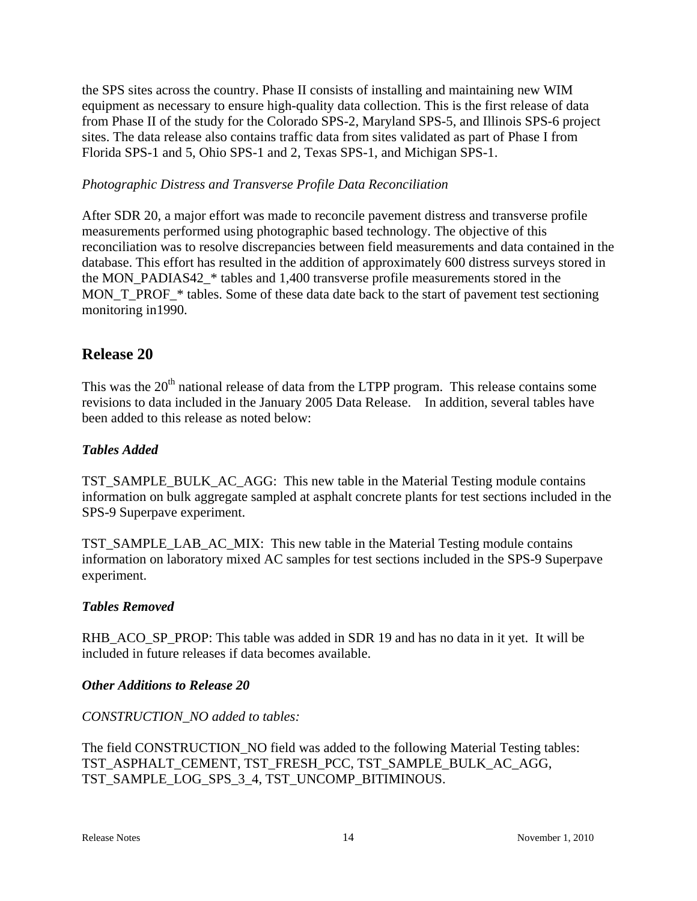the SPS sites across the country. Phase II consists of installing and maintaining new WIM equipment as necessary to ensure high-quality data collection. This is the first release of data from Phase II of the study for the Colorado SPS-2, Maryland SPS-5, and Illinois SPS-6 project sites. The data release also contains traffic data from sites validated as part of Phase I from Florida SPS-1 and 5, Ohio SPS-1 and 2, Texas SPS-1, and Michigan SPS-1.

*Photographic Distress and Transverse Profile Data Reconciliation*

After SDR 20, a major effort was made to reconcile pavement distress and transverse profile measurements performed using photographic based technology. The objective of this reconciliation was to resolve discrepancies between field measurements and data contained in the database. This effort has resulted in the addition of approximately 600 distress surveys stored in the MON_PADIAS42_* tables and 1,400 transverse profile measurements stored in the MON_T_PROF_* tables. Some of these data date back to the start of pavement test sectioning monitoring in1990.

## Release 20

This was the 20th national release of data from the LTPP program. This release contains some revisions to data included in the January 2005 Data Release. In addition, several tables have been added to this release as noted below:

### *Tables Added*

TST_SAMPLE_BULK_AC_AGG: This new table in the Material Testing module contains information on bulk aggregate sampled at asphalt concrete plants for test sections included in the SPS-9 Superpave experiment.

TST_SAMPLE_LAB_AC_MIX: This new table in the Material Testing module contains information on laboratory mixed AC samples for test sections included in the SPS-9 Superpave experiment.

### *Tables Removed*

RHB_ACO_SP_PROP: This table was added in SDR 19 and has no data in it yet. It will be included in future releases if data becomes available.

### *Other Additions to Release 20*

*CONSTRUCTION_NO added to tables:*

The field CONSTRUCTION_NO field was added to the following Material Testing tables: TST_ASPHALT_CEMENT, TST_FRESH_PCC, TST_SAMPLE_BULK_AC_AGG, TST_SAMPLE_LOG_SPS_3_4, TST_UNCOMP_BITIMINOUS.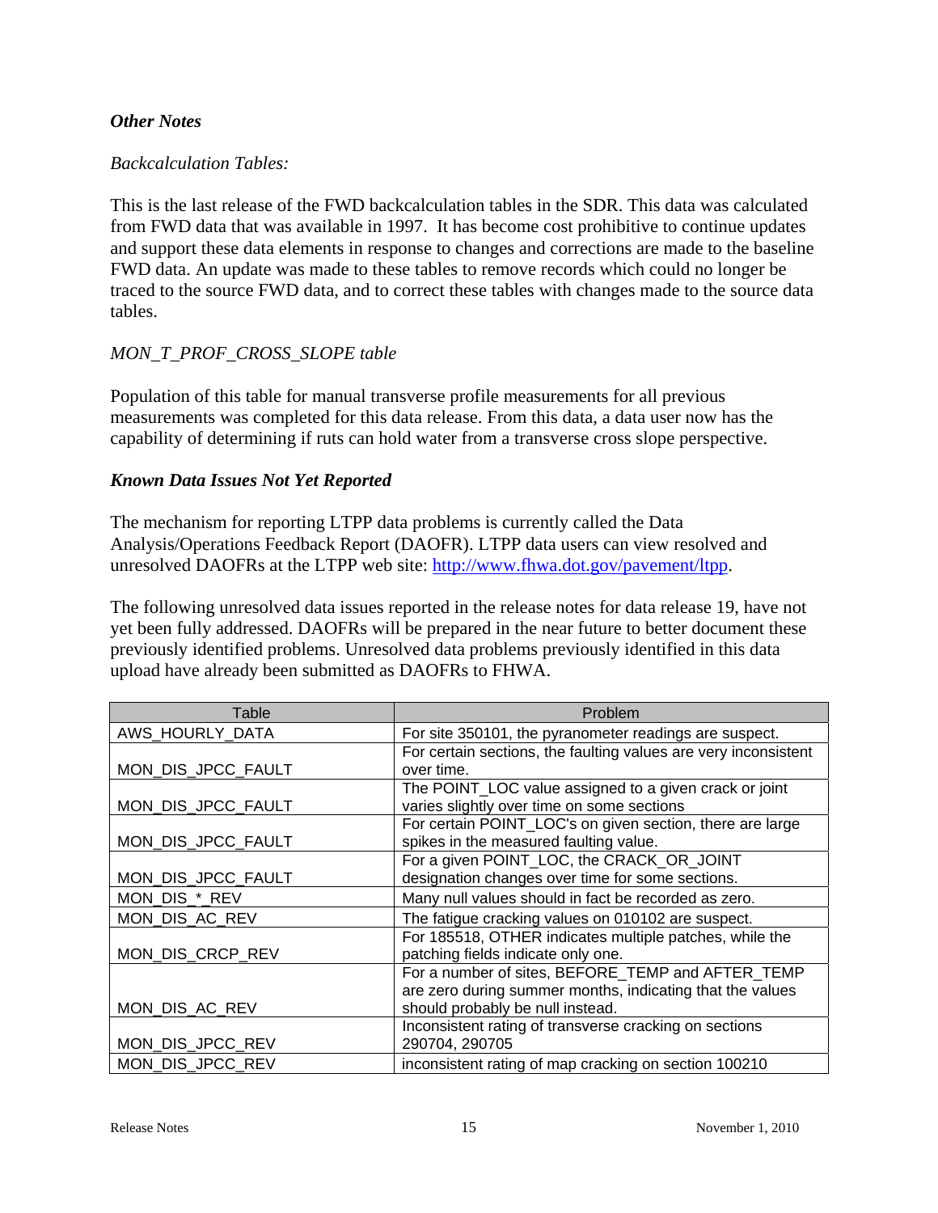### ***Other Notes***

*Backcalculation Tables:*

This is the last release of the FWD backcalculation tables in the SDR. This data was calculated from FWD data that was available in 1997. It has become cost prohibitive to continue updates and support these data elements in response to changes and corrections are made to the baseline FWD data. An update was made to these tables to remove records which could no longer be traced to the source FWD data, and to correct these tables with changes made to the source data tables.

*MON_T_PROF_CROSS_SLOPE table*

Population of this table for manual transverse profile measurements for all previous measurements was completed for this data release. From this data, a data user now has the capability of determining if ruts can hold water from a transverse cross slope perspective.

### ***Known Data Issues Not Yet Reported***

The mechanism for reporting LTPP data problems is currently called the Data Analysis/Operations Feedback Report (DAOFR). LTPP data users can view resolved and unresolved DAOFRs at the LTPP web site: http://www.fhwa.dot.gov/pavement/ltpp.

The following unresolved data issues reported in the release notes for data release 19, have not yet been fully addressed. DAOFRs will be prepared in the near future to better document these previously identified problems. Unresolved data problems previously identified in this data upload have already been submitted as DAOFRs to FHWA.

| Table | Problem |
|---|---|
| AWS_HOURLY_DATA | For site 350101, the pyranometer readings are suspect. |
| MON_DIS_JPCC_FAULT | For certain sections, the faulting values are very inconsistent over time. |
| MON_DIS_JPCC_FAULT | The POINT_LOC value assigned to a given crack or joint varies slightly over time on some sections |
| MON_DIS_JPCC_FAULT | For certain POINT_LOC's on given section, there are large spikes in the measured faulting value. |
| MON_DIS_JPCC_FAULT | For a given POINT_LOC, the CRACK_OR_JOINT designation changes over time for some sections. |
| MON_DIS_*_REV | Many null values should in fact be recorded as zero. |
| MON_DIS_AC_REV | The fatigue cracking values on 010102 are suspect. |
| MON_DIS_CRCP_REV | For 185518, OTHER indicates multiple patches, while the patching fields indicate only one. |
| MON_DIS_AC_REV | For a number of sites, BEFORE_TEMP and AFTER_TEMP are zero during summer months, indicating that the values should probably be null instead. |
| MON_DIS_JPCC_REV | Inconsistent rating of transverse cracking on sections 290704, 290705 |
| MON_DIS_JPCC_REV | inconsistent rating of map cracking on section 100210 |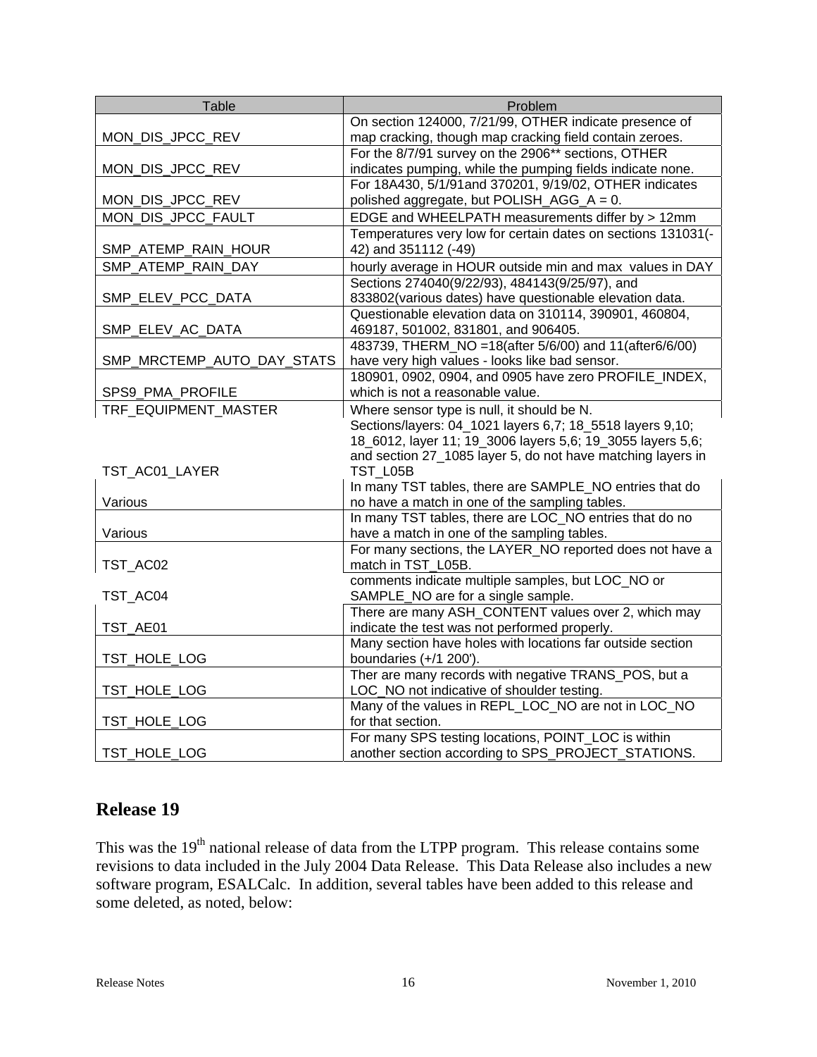| Table | Problem |
|---|---|
| MON_DIS_JPCC_REV | On section 124000, 7/21/99, OTHER indicate presence of map cracking, though map cracking field contain zeroes. |
| MON_DIS_JPCC_REV | For the 8/7/91 survey on the 2906** sections, OTHER indicates pumping, while the pumping fields indicate none. |
| MON_DIS_JPCC_REV | For 18A430, 5/1/91and 370201, 9/19/02, OTHER indicates polished aggregate, but POLISH_AGG_A = 0. |
| MON_DIS_JPCC_FAULT | EDGE and WHEELPATH measurements differ by > 12mm |
| SMP_ATEMP_RAIN_HOUR | Temperatures very low for certain dates on sections 131031(-42) and 351112 (-49) |
| SMP_ATEMP_RAIN_DAY | hourly average in HOUR outside min and max values in DAY |
| SMP_ELEV_PCC_DATA | Sections 274040(9/22/93), 484143(9/25/97), and 833802(various dates) have questionable elevation data. |
| SMP_ELEV_AC_DATA | Questionable elevation data on 310114, 390901, 460804, 469187, 501002, 831801, and 906405. |
| SMP_MRCTEMP_AUTO_DAY_STATS | 483739, THERM_NO =18(after 5/6/00) and 11(after6/6/00) have very high values - looks like bad sensor. |
| SPS9_PMA_PROFILE | 180901, 0902, 0904, and 0905 have zero PROFILE_INDEX, which is not a reasonable value. |
| TRF_EQUIPMENT_MASTER | Where sensor type is null, it should be N. |
| TST_AC01_LAYER | Sections/layers: 04_1021 layers 6,7; 18_5518 layers 9,10; 18_6012, layer 11; 19_3006 layers 5,6; 19_3055 layers 5,6; and section 27_1085 layer 5, do not have matching layers in TST_L05B |
| Various | In many TST tables, there are SAMPLE_NO entries that do no have a match in one of the sampling tables. |
| Various | In many TST tables, there are LOC_NO entries that do no have a match in one of the sampling tables. |
| TST_AC02 | For many sections, the LAYER_NO reported does not have a match in TST_L05B. |
| TST_AC04 | comments indicate multiple samples, but LOC_NO or SAMPLE_NO are for a single sample. |
| TST_AE01 | There are many ASH_CONTENT values over 2, which may indicate the test was not performed properly. |
| TST_HOLE_LOG | Many section have holes with locations far outside section boundaries (+/1 200'). |
| TST_HOLE_LOG | Ther are many records with negative TRANS_POS, but a LOC_NO not indicative of shoulder testing. |
| TST_HOLE_LOG | Many of the values in REPL_LOC_NO are not in LOC_NO for that section. |
| TST_HOLE_LOG | For many SPS testing locations, POINT_LOC is within another section according to SPS_PROJECT_STATIONS. |

## Release 19

This was the 19th national release of data from the LTPP program. This release contains some revisions to data included in the July 2004 Data Release. This Data Release also includes a new software program, ESALCalc. In addition, several tables have been added to this release and some deleted, as noted, below: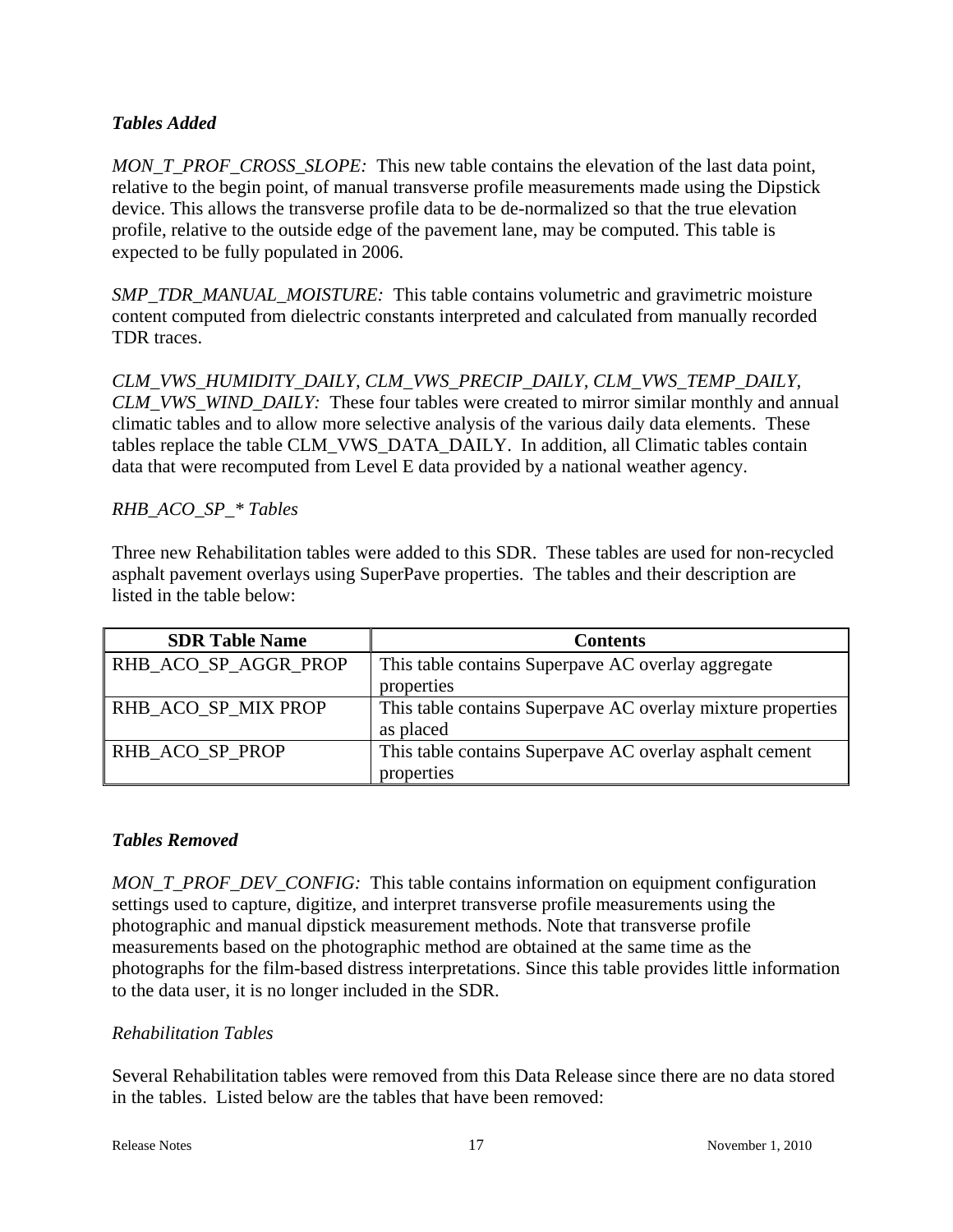### *Tables Added*

*MON_T_PROF_CROSS_SLOPE:* This new table contains the elevation of the last data point, relative to the begin point, of manual transverse profile measurements made using the Dipstick device. This allows the transverse profile data to be de-normalized so that the true elevation profile, relative to the outside edge of the pavement lane, may be computed. This table is expected to be fully populated in 2006.

*SMP_TDR_MANUAL_MOISTURE:* This table contains volumetric and gravimetric moisture content computed from dielectric constants interpreted and calculated from manually recorded TDR traces.

*CLM_VWS_HUMIDITY_DAILY, CLM_VWS_PRECIP_DAILY, CLM_VWS_TEMP_DAILY, CLM_VWS_WIND_DAILY:* These four tables were created to mirror similar monthly and annual climatic tables and to allow more selective analysis of the various daily data elements. These tables replace the table CLM_VWS_DATA_DAILY. In addition, all Climatic tables contain data that were recomputed from Level E data provided by a national weather agency.

*RHB_ACO_SP_* Tables*

Three new Rehabilitation tables were added to this SDR. These tables are used for non-recycled asphalt pavement overlays using SuperPave properties. The tables and their description are listed in the table below:

| SDR Table Name | Contents |
| --- | --- |
| RHB_ACO_SP_AGGR_PROP | This table contains Superpave AC overlay aggregate properties |
| RHB_ACO_SP_MIX PROP | This table contains Superpave AC overlay mixture properties as placed |
| RHB_ACO_SP_PROP | This table contains Superpave AC overlay asphalt cement properties |

### *Tables Removed*

*MON_T_PROF_DEV_CONFIG:* This table contains information on equipment configuration settings used to capture, digitize, and interpret transverse profile measurements using the photographic and manual dipstick measurement methods. Note that transverse profile measurements based on the photographic method are obtained at the same time as the photographs for the film-based distress interpretations. Since this table provides little information to the data user, it is no longer included in the SDR.

*Rehabilitation Tables*

Several Rehabilitation tables were removed from this Data Release since there are no data stored in the tables. Listed below are the tables that have been removed: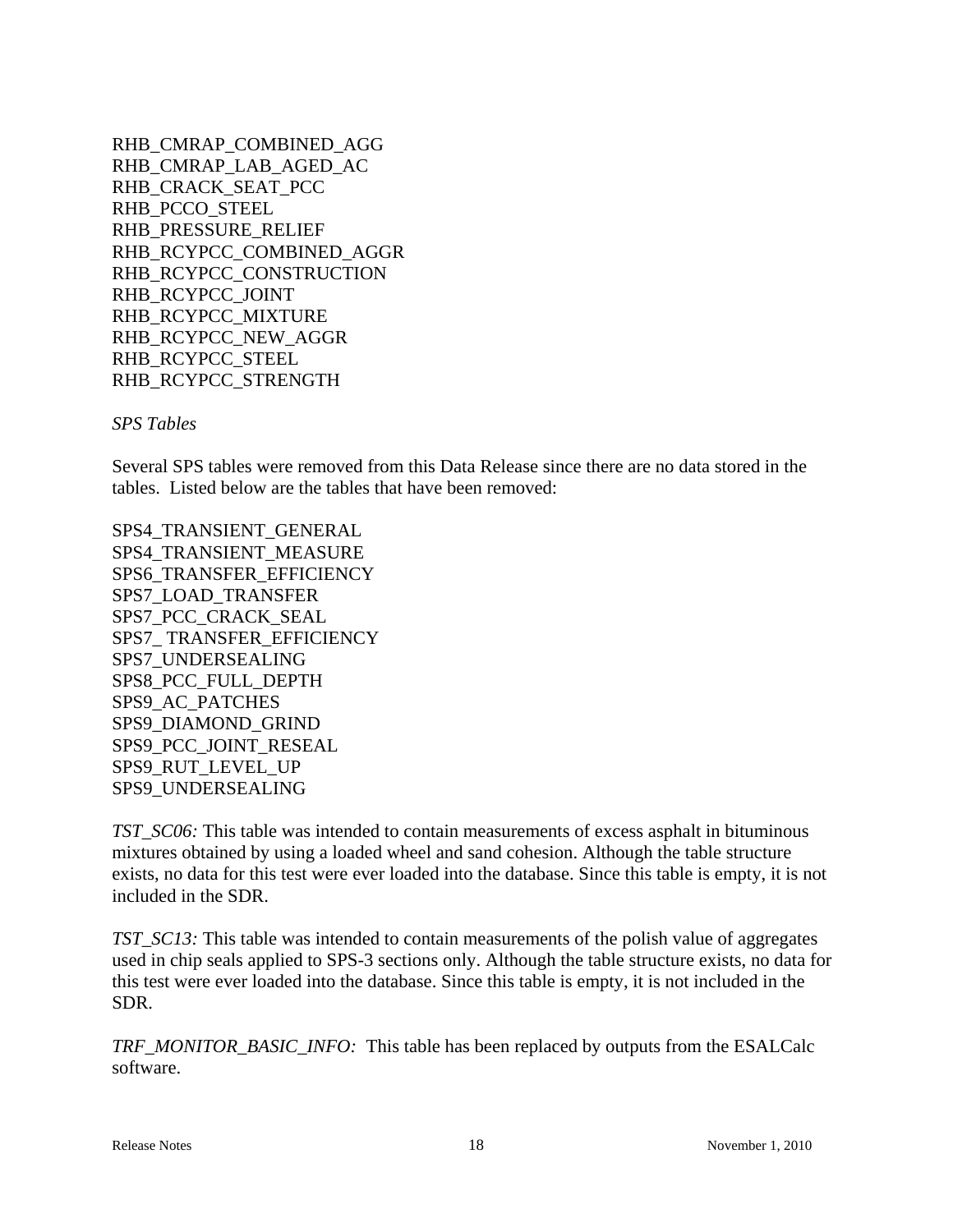RHB_CMRAP_COMBINED_AGG
RHB_CMRAP_LAB_AGED_AC
RHB_CRACK_SEAT_PCC
RHB_PCCO_STEEL
RHB_PRESSURE_RELIEF
RHB_RCYPCC_COMBINED_AGGR
RHB_RCYPCC_CONSTRUCTION
RHB_RCYPCC_JOINT
RHB_RCYPCC_MIXTURE
RHB_RCYPCC_NEW_AGGR
RHB_RCYPCC_STEEL
RHB_RCYPCC_STRENGTH

*SPS Tables*

Several SPS tables were removed from this Data Release since there are no data stored in the tables. Listed below are the tables that have been removed:

SPS4_TRANSIENT_GENERAL
SPS4_TRANSIENT_MEASURE
SPS6_TRANSFER_EFFICIENCY
SPS7_LOAD_TRANSFER
SPS7_PCC_CRACK_SEAL
SPS7_ TRANSFER_EFFICIENCY
SPS7_UNDERSEALING
SPS8_PCC_FULL_DEPTH
SPS9_AC_PATCHES
SPS9_DIAMOND_GRIND
SPS9_PCC_JOINT_RESEAL
SPS9_RUT_LEVEL_UP
SPS9_UNDERSEALING

*TST_SC06:* This table was intended to contain measurements of excess asphalt in bituminous mixtures obtained by using a loaded wheel and sand cohesion. Although the table structure exists, no data for this test were ever loaded into the database. Since this table is empty, it is not included in the SDR.

*TST_SC13:* This table was intended to contain measurements of the polish value of aggregates used in chip seals applied to SPS-3 sections only. Although the table structure exists, no data for this test were ever loaded into the database. Since this table is empty, it is not included in the SDR.

*TRF_MONITOR_BASIC_INFO:* This table has been replaced by outputs from the ESALCalc software.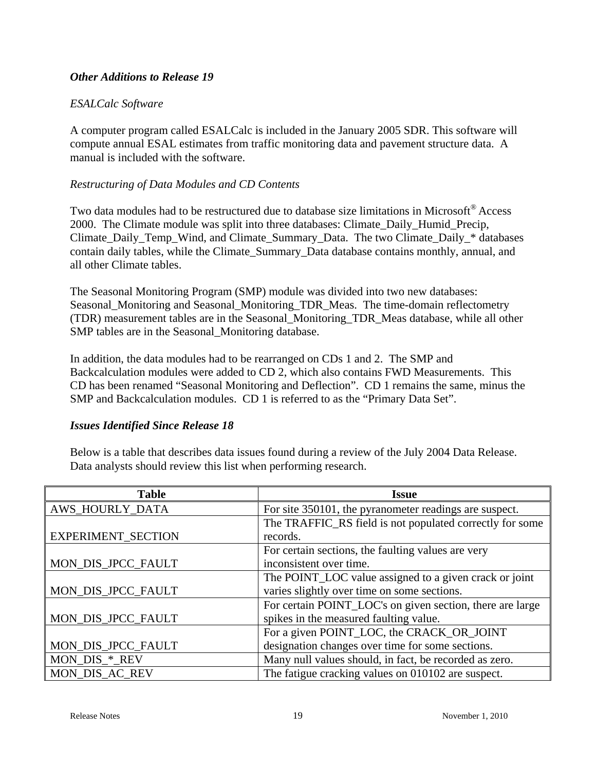### *Other Additions to Release 19*

*ESALCalc Software*

A computer program called ESALCalc is included in the January 2005 SDR. This software will compute annual ESAL estimates from traffic monitoring data and pavement structure data. A manual is included with the software.

*Restructuring of Data Modules and CD Contents*

Two data modules had to be restructured due to database size limitations in Microsoft® Access 2000. The Climate module was split into three databases: Climate_Daily_Humid_Precip, Climate_Daily_Temp_Wind, and Climate_Summary_Data. The two Climate_Daily_* databases contain daily tables, while the Climate_Summary_Data database contains monthly, annual, and all other Climate tables.

The Seasonal Monitoring Program (SMP) module was divided into two new databases: Seasonal_Monitoring and Seasonal_Monitoring_TDR_Meas. The time-domain reflectometry (TDR) measurement tables are in the Seasonal_Monitoring_TDR_Meas database, while all other SMP tables are in the Seasonal_Monitoring database.

In addition, the data modules had to be rearranged on CDs 1 and 2. The SMP and Backcalculation modules were added to CD 2, which also contains FWD Measurements. This CD has been renamed "Seasonal Monitoring and Deflection". CD 1 remains the same, minus the SMP and Backcalculation modules. CD 1 is referred to as the "Primary Data Set".

### *Issues Identified Since Release 18*

Below is a table that describes data issues found during a review of the July 2004 Data Release. Data analysts should review this list when performing research.

| Table | Issue |
|---|---|
| AWS_HOURLY_DATA | For site 350101, the pyranometer readings are suspect. |
| EXPERIMENT_SECTION | The TRAFFIC_RS field is not populated correctly for some records. |
| MON_DIS_JPCC_FAULT | For certain sections, the faulting values are very inconsistent over time. |
| MON_DIS_JPCC_FAULT | The POINT_LOC value assigned to a given crack or joint varies slightly over time on some sections. |
| MON_DIS_JPCC_FAULT | For certain POINT_LOC's on given section, there are large spikes in the measured faulting value. |
| MON_DIS_JPCC_FAULT | For a given POINT_LOC, the CRACK_OR_JOINT designation changes over time for some sections. |
| MON_DIS_*_REV | Many null values should, in fact, be recorded as zero. |
| MON_DIS_AC_REV | The fatigue cracking values on 010102 are suspect. |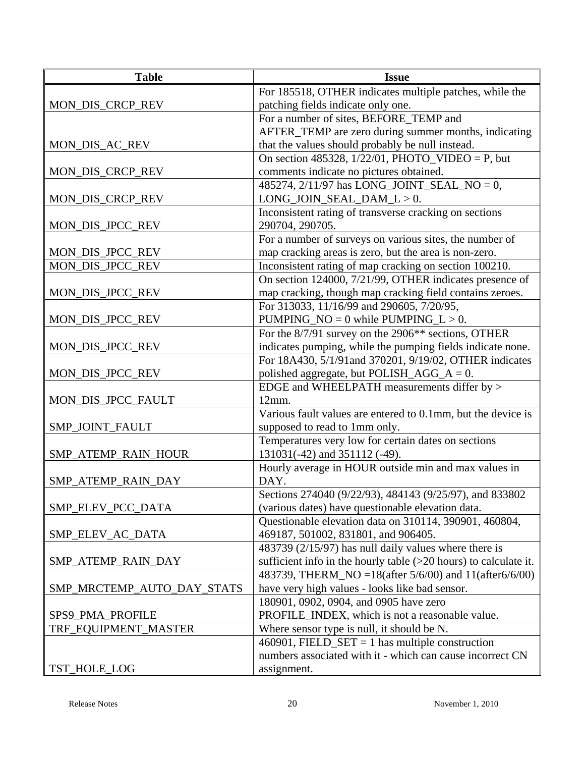| Table | Issue |
|---|---|
| MON_DIS_CRCP_REV | For 185518, OTHER indicates multiple patches, while the patching fields indicate only one. |
| MON_DIS_AC_REV | For a number of sites, BEFORE_TEMP and AFTER_TEMP are zero during summer months, indicating that the values should probably be null instead. |
| MON_DIS_CRCP_REV | On section 485328, 1/22/01, PHOTO_VIDEO = P, but comments indicate no pictures obtained. |
| MON_DIS_CRCP_REV | 485274, 2/11/97 has LONG_JOINT_SEAL_NO = 0, LONG_JOIN_SEAL_DAM_L > 0. |
| MON_DIS_JPCC_REV | Inconsistent rating of transverse cracking on sections 290704, 290705. |
| MON_DIS_JPCC_REV | For a number of surveys on various sites, the number of map cracking areas is zero, but the area is non-zero. |
| MON_DIS_JPCC_REV | Inconsistent rating of map cracking on section 100210. |
| MON_DIS_JPCC_REV | On section 124000, 7/21/99, OTHER indicates presence of map cracking, though map cracking field contains zeroes. |
| MON_DIS_JPCC_REV | For 313033, 11/16/99 and 290605, 7/20/95, PUMPING_NO = 0 while PUMPING_L > 0. |
| MON_DIS_JPCC_REV | For the 8/7/91 survey on the 2906** sections, OTHER indicates pumping, while the pumping fields indicate none. |
| MON_DIS_JPCC_REV | For 18A430, 5/1/91and 370201, 9/19/02, OTHER indicates polished aggregate, but POLISH_AGG_A = 0. |
| MON_DIS_JPCC_FAULT | EDGE and WHEELPATH measurements differ by > 12mm. |
| SMP_JOINT_FAULT | Various fault values are entered to 0.1mm, but the device is supposed to read to 1mm only. |
| SMP_ATEMP_RAIN_HOUR | Temperatures very low for certain dates on sections 131031(-42) and 351112 (-49). |
| SMP_ATEMP_RAIN_DAY | Hourly average in HOUR outside min and max values in DAY. |
| SMP_ELEV_PCC_DATA | Sections 274040 (9/22/93), 484143 (9/25/97), and 833802 (various dates) have questionable elevation data. |
| SMP_ELEV_AC_DATA | Questionable elevation data on 310114, 390901, 460804, 469187, 501002, 831801, and 906405. |
| SMP_ATEMP_RAIN_DAY | 483739 (2/15/97) has null daily values where there is sufficient info in the hourly table (>20 hours) to calculate it. |
| SMP_MRCTEMP_AUTO_DAY_STATS | 483739, THERM_NO =18(after 5/6/00) and 11(after6/6/00) have very high values - looks like bad sensor. |
| SPS9_PMA_PROFILE | 180901, 0902, 0904, and 0905 have zero PROFILE_INDEX, which is not a reasonable value. |
| TRF_EQUIPMENT_MASTER | Where sensor type is null, it should be N. |
| TST_HOLE_LOG | 460901, FIELD_SET = 1 has multiple construction numbers associated with it - which can cause incorrect CN assignment. |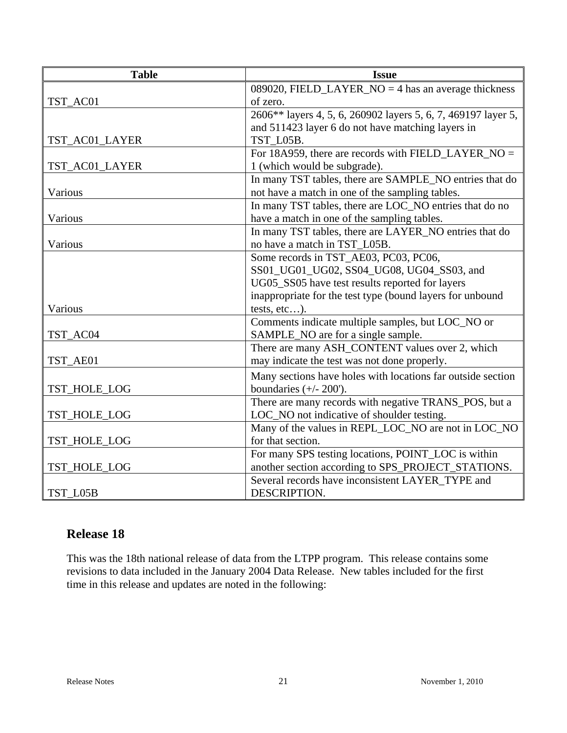| Table | Issue |
|---|---|
| TST_AC01 | 089020, FIELD_LAYER_NO = 4 has an average thickness of zero. |
| TST_AC01_LAYER | 2606** layers 4, 5, 6, 260902 layers 5, 6, 7, 469197 layer 5, and 511423 layer 6 do not have matching layers in TST_L05B. |
| TST_AC01_LAYER | For 18A959, there are records with FIELD_LAYER_NO = 1 (which would be subgrade). |
| Various | In many TST tables, there are SAMPLE_NO entries that do not have a match in one of the sampling tables. |
| Various | In many TST tables, there are LOC_NO entries that do no have a match in one of the sampling tables. |
| Various | In many TST tables, there are LAYER_NO entries that do no have a match in TST_L05B. |
| Various | Some records in TST_AE03, PC03, PC06, SS01_UG01_UG02, SS04_UG08, UG04_SS03, and UG05_SS05 have test results reported for layers inappropriate for the test type (bound layers for unbound tests, etc…). |
| TST_AC04 | Comments indicate multiple samples, but LOC_NO or SAMPLE_NO are for a single sample. |
| TST_AE01 | There are many ASH_CONTENT values over 2, which may indicate the test was not done properly. |
| TST_HOLE_LOG | Many sections have holes with locations far outside section boundaries (+/- 200'). |
| TST_HOLE_LOG | There are many records with negative TRANS_POS, but a LOC_NO not indicative of shoulder testing. |
| TST_HOLE_LOG | Many of the values in REPL_LOC_NO are not in LOC_NO for that section. |
| TST_HOLE_LOG | For many SPS testing locations, POINT_LOC is within another section according to SPS_PROJECT_STATIONS. |
| TST_L05B | Several records have inconsistent LAYER_TYPE and DESCRIPTION. |

## Release 18

This was the 18th national release of data from the LTPP program. This release contains some revisions to data included in the January 2004 Data Release. New tables included for the first time in this release and updates are noted in the following: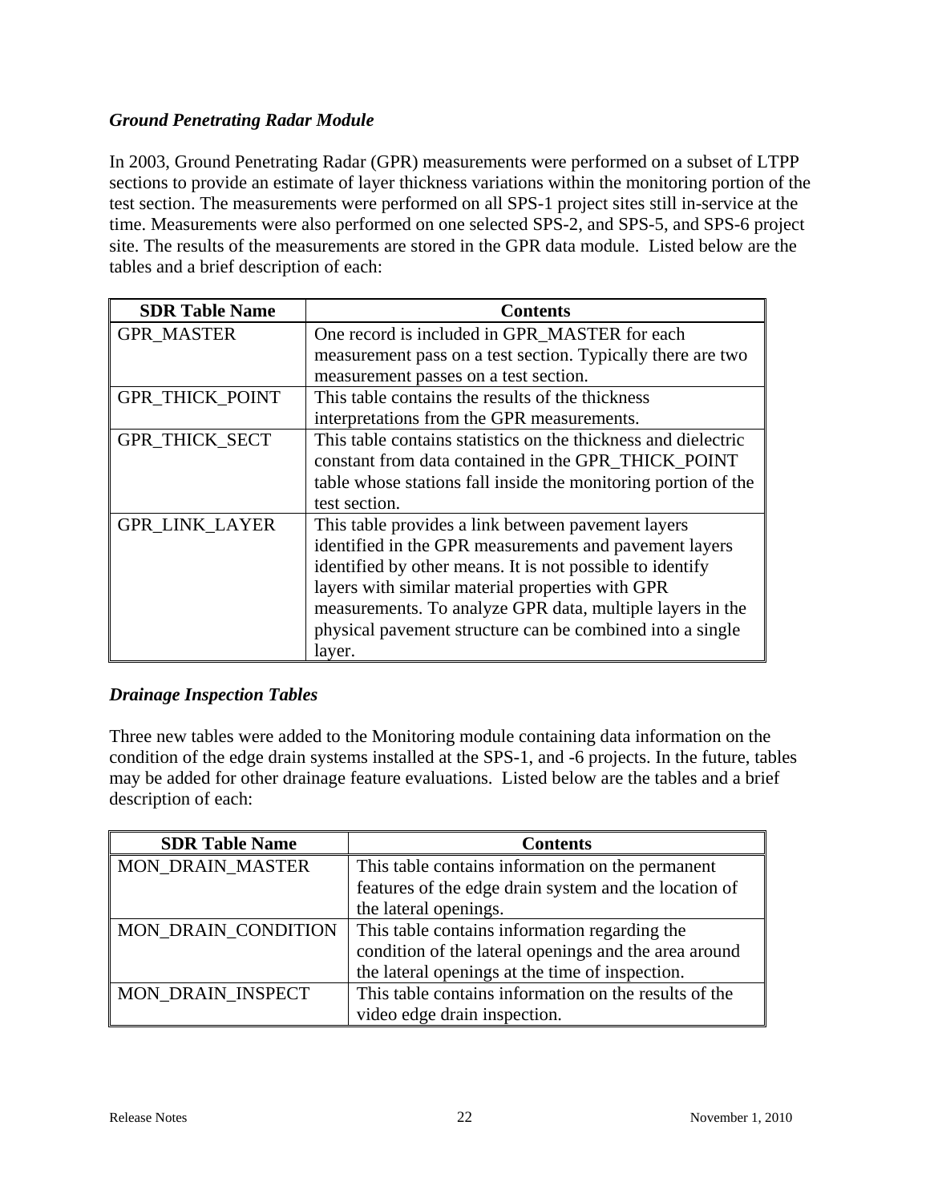### *Ground Penetrating Radar Module*

In 2003, Ground Penetrating Radar (GPR) measurements were performed on a subset of LTPP sections to provide an estimate of layer thickness variations within the monitoring portion of the test section. The measurements were performed on all SPS-1 project sites still in-service at the time. Measurements were also performed on one selected SPS-2, and SPS-5, and SPS-6 project site. The results of the measurements are stored in the GPR data module. Listed below are the tables and a brief description of each:

| SDR Table Name | Contents |
|---|---|
| GPR_MASTER | One record is included in GPR_MASTER for each measurement pass on a test section. Typically there are two measurement passes on a test section. |
| GPR_THICK_POINT | This table contains the results of the thickness interpretations from the GPR measurements. |
| GPR_THICK_SECT | This table contains statistics on the thickness and dielectric constant from data contained in the GPR_THICK_POINT table whose stations fall inside the monitoring portion of the test section. |
| GPR_LINK_LAYER | This table provides a link between pavement layers identified in the GPR measurements and pavement layers identified by other means. It is not possible to identify layers with similar material properties with GPR measurements. To analyze GPR data, multiple layers in the physical pavement structure can be combined into a single layer. |

### *Drainage Inspection Tables*

Three new tables were added to the Monitoring module containing data information on the condition of the edge drain systems installed at the SPS-1, and -6 projects. In the future, tables may be added for other drainage feature evaluations. Listed below are the tables and a brief description of each:

| SDR Table Name | Contents |
|---|---|
| MON_DRAIN_MASTER | This table contains information on the permanent features of the edge drain system and the location of the lateral openings. |
| MON_DRAIN_CONDITION | This table contains information regarding the condition of the lateral openings and the area around the lateral openings at the time of inspection. |
| MON_DRAIN_INSPECT | This table contains information on the results of the video edge drain inspection. |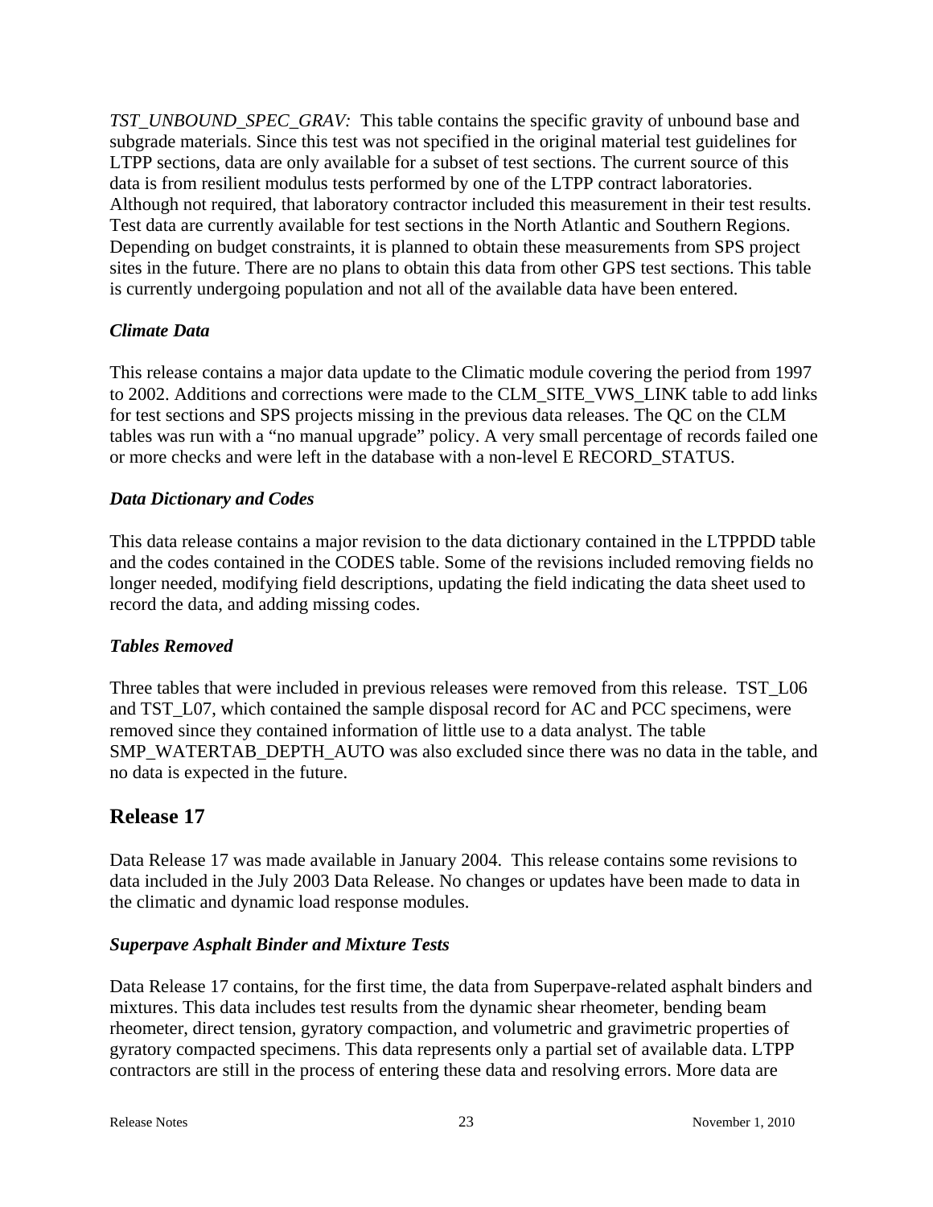*TST_UNBOUND_SPEC_GRAV:* This table contains the specific gravity of unbound base and subgrade materials. Since this test was not specified in the original material test guidelines for LTPP sections, data are only available for a subset of test sections. The current source of this data is from resilient modulus tests performed by one of the LTPP contract laboratories. Although not required, that laboratory contractor included this measurement in their test results. Test data are currently available for test sections in the North Atlantic and Southern Regions. Depending on budget constraints, it is planned to obtain these measurements from SPS project sites in the future. There are no plans to obtain this data from other GPS test sections. This table is currently undergoing population and not all of the available data have been entered.

### *Climate Data*

This release contains a major data update to the Climatic module covering the period from 1997 to 2002. Additions and corrections were made to the CLM_SITE_VWS_LINK table to add links for test sections and SPS projects missing in the previous data releases. The QC on the CLM tables was run with a "no manual upgrade" policy. A very small percentage of records failed one or more checks and were left in the database with a non-level E RECORD_STATUS.

### *Data Dictionary and Codes*

This data release contains a major revision to the data dictionary contained in the LTPPDD table and the codes contained in the CODES table. Some of the revisions included removing fields no longer needed, modifying field descriptions, updating the field indicating the data sheet used to record the data, and adding missing codes.

### *Tables Removed*

Three tables that were included in previous releases were removed from this release. TST_L06 and TST_L07, which contained the sample disposal record for AC and PCC specimens, were removed since they contained information of little use to a data analyst. The table SMP_WATERTAB_DEPTH_AUTO was also excluded since there was no data in the table, and no data is expected in the future.

## Release 17

Data Release 17 was made available in January 2004. This release contains some revisions to data included in the July 2003 Data Release. No changes or updates have been made to data in the climatic and dynamic load response modules.

### *Superpave Asphalt Binder and Mixture Tests*

Data Release 17 contains, for the first time, the data from Superpave-related asphalt binders and mixtures. This data includes test results from the dynamic shear rheometer, bending beam rheometer, direct tension, gyratory compaction, and volumetric and gravimetric properties of gyratory compacted specimens. This data represents only a partial set of available data. LTPP contractors are still in the process of entering these data and resolving errors. More data are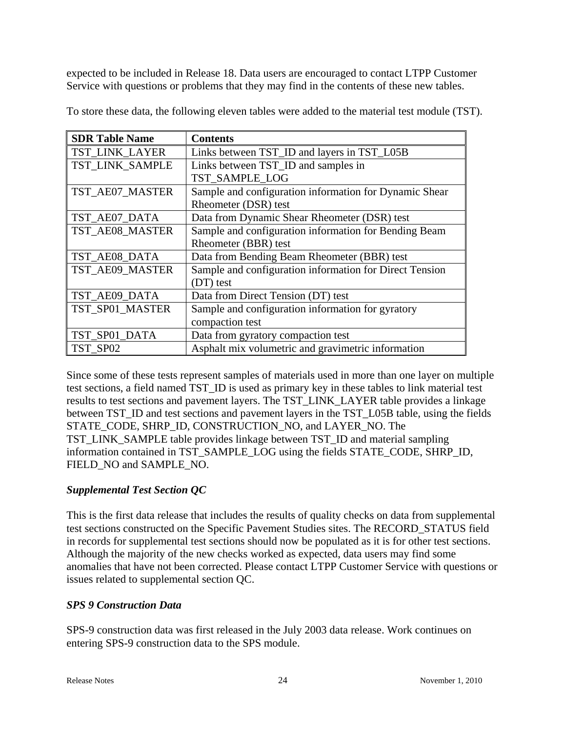expected to be included in Release 18. Data users are encouraged to contact LTPP Customer Service with questions or problems that they may find in the contents of these new tables.

To store these data, the following eleven tables were added to the material test module (TST).

| SDR Table Name | Contents |
|---|---|
| TST_LINK_LAYER | Links between TST_ID and layers in TST_L05B |
| TST_LINK_SAMPLE | Links between TST_ID and samples in TST_SAMPLE_LOG |
| TST_AE07_MASTER | Sample and configuration information for Dynamic Shear Rheometer (DSR) test |
| TST_AE07_DATA | Data from Dynamic Shear Rheometer (DSR) test |
| TST_AE08_MASTER | Sample and configuration information for Bending Beam Rheometer (BBR) test |
| TST_AE08_DATA | Data from Bending Beam Rheometer (BBR) test |
| TST_AE09_MASTER | Sample and configuration information for Direct Tension (DT) test |
| TST_AE09_DATA | Data from Direct Tension (DT) test |
| TST_SP01_MASTER | Sample and configuration information for gyratory compaction test |
| TST_SP01_DATA | Data from gyratory compaction test |
| TST_SP02 | Asphalt mix volumetric and gravimetric information |

Since some of these tests represent samples of materials used in more than one layer on multiple test sections, a field named TST_ID is used as primary key in these tables to link material test results to test sections and pavement layers. The TST_LINK_LAYER table provides a linkage between TST_ID and test sections and pavement layers in the TST_L05B table, using the fields STATE_CODE, SHRP_ID, CONSTRUCTION_NO, and LAYER_NO. The TST_LINK_SAMPLE table provides linkage between TST_ID and material sampling information contained in TST_SAMPLE_LOG using the fields STATE_CODE, SHRP_ID, FIELD_NO and SAMPLE_NO.

***Supplemental Test Section QC***

This is the first data release that includes the results of quality checks on data from supplemental test sections constructed on the Specific Pavement Studies sites. The RECORD_STATUS field in records for supplemental test sections should now be populated as it is for other test sections. Although the majority of the new checks worked as expected, data users may find some anomalies that have not been corrected. Please contact LTPP Customer Service with questions or issues related to supplemental section QC.

***SPS 9 Construction Data***

SPS-9 construction data was first released in the July 2003 data release. Work continues on entering SPS-9 construction data to the SPS module.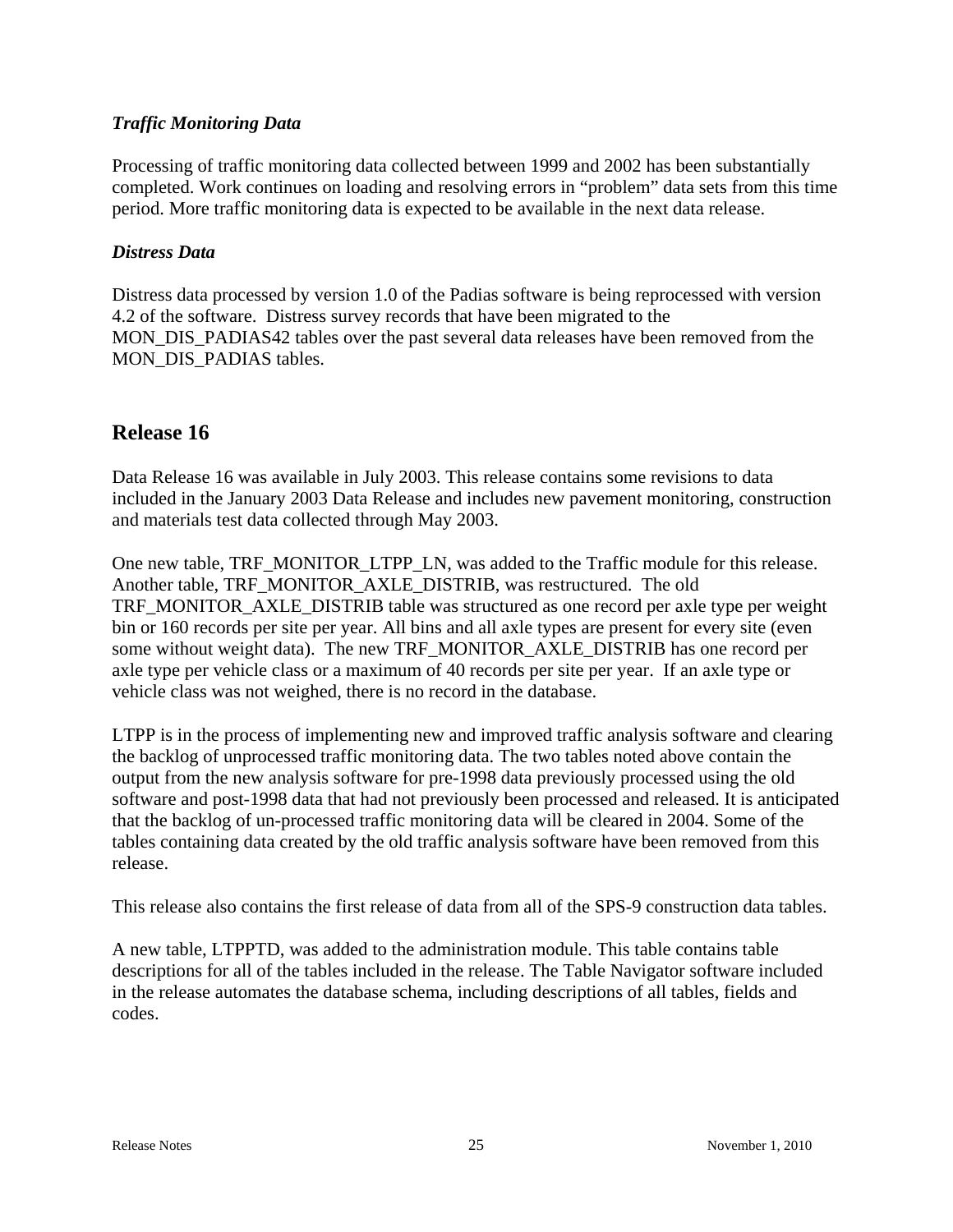### *Traffic Monitoring Data*

Processing of traffic monitoring data collected between 1999 and 2002 has been substantially completed. Work continues on loading and resolving errors in "problem" data sets from this time period. More traffic monitoring data is expected to be available in the next data release.

### *Distress Data*

Distress data processed by version 1.0 of the Padias software is being reprocessed with version 4.2 of the software. Distress survey records that have been migrated to the MON_DIS_PADIAS42 tables over the past several data releases have been removed from the MON_DIS_PADIAS tables.

## Release 16

Data Release 16 was available in July 2003. This release contains some revisions to data included in the January 2003 Data Release and includes new pavement monitoring, construction and materials test data collected through May 2003.

One new table, TRF_MONITOR_LTPP_LN, was added to the Traffic module for this release. Another table, TRF_MONITOR_AXLE_DISTRIB, was restructured. The old TRF_MONITOR_AXLE_DISTRIB table was structured as one record per axle type per weight bin or 160 records per site per year. All bins and all axle types are present for every site (even some without weight data). The new TRF_MONITOR_AXLE_DISTRIB has one record per axle type per vehicle class or a maximum of 40 records per site per year. If an axle type or vehicle class was not weighed, there is no record in the database.

LTPP is in the process of implementing new and improved traffic analysis software and clearing the backlog of unprocessed traffic monitoring data. The two tables noted above contain the output from the new analysis software for pre-1998 data previously processed using the old software and post-1998 data that had not previously been processed and released. It is anticipated that the backlog of un-processed traffic monitoring data will be cleared in 2004. Some of the tables containing data created by the old traffic analysis software have been removed from this release.

This release also contains the first release of data from all of the SPS-9 construction data tables.

A new table, LTPPTD, was added to the administration module. This table contains table descriptions for all of the tables included in the release. The Table Navigator software included in the release automates the database schema, including descriptions of all tables, fields and codes.